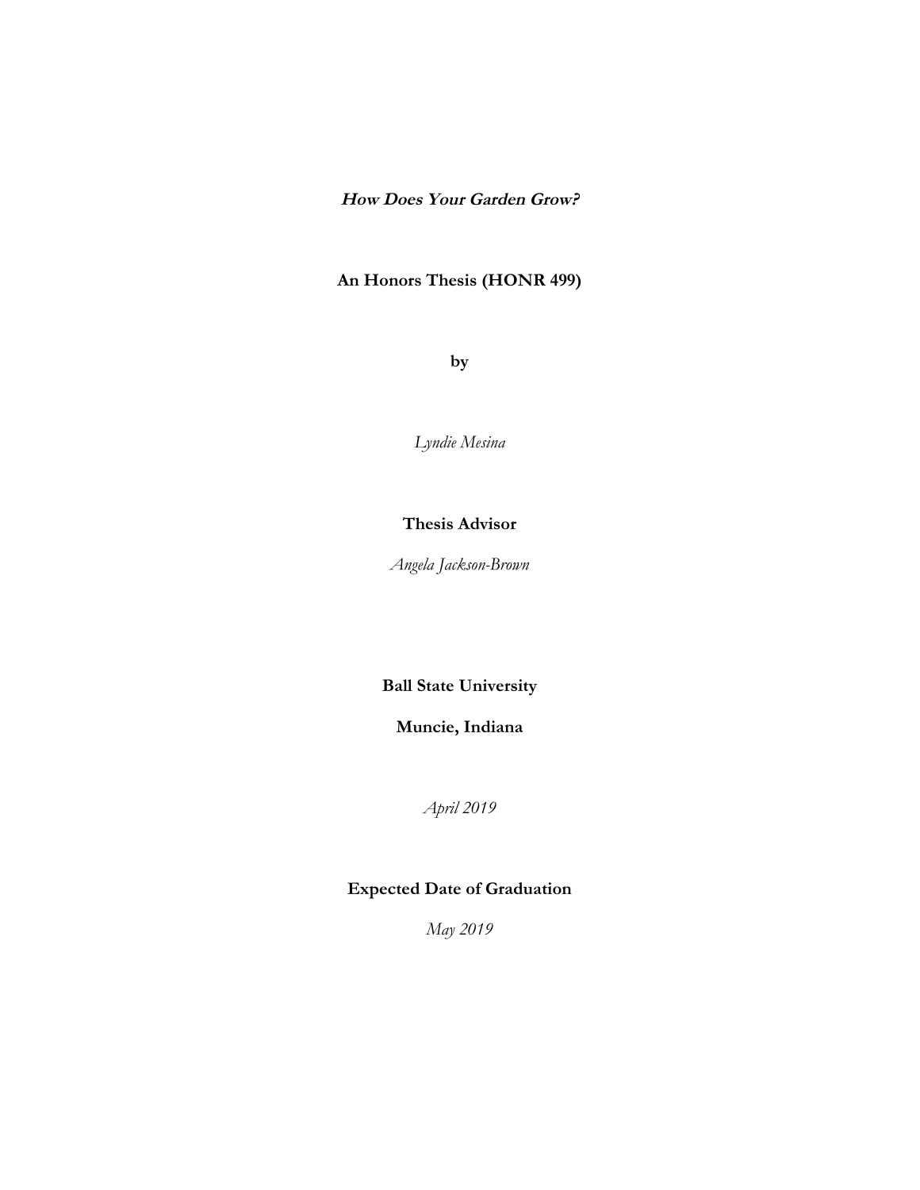***How Does Your Garden Grow?***

**An Honors Thesis (HONR 499)**

**by**

*Lyndie Mesina*

**Thesis Advisor**

*Angela Jackson-Brown*

**Ball State University**

**Muncie, Indiana**

*April 2019*

**Expected Date of Graduation**

*May 2019*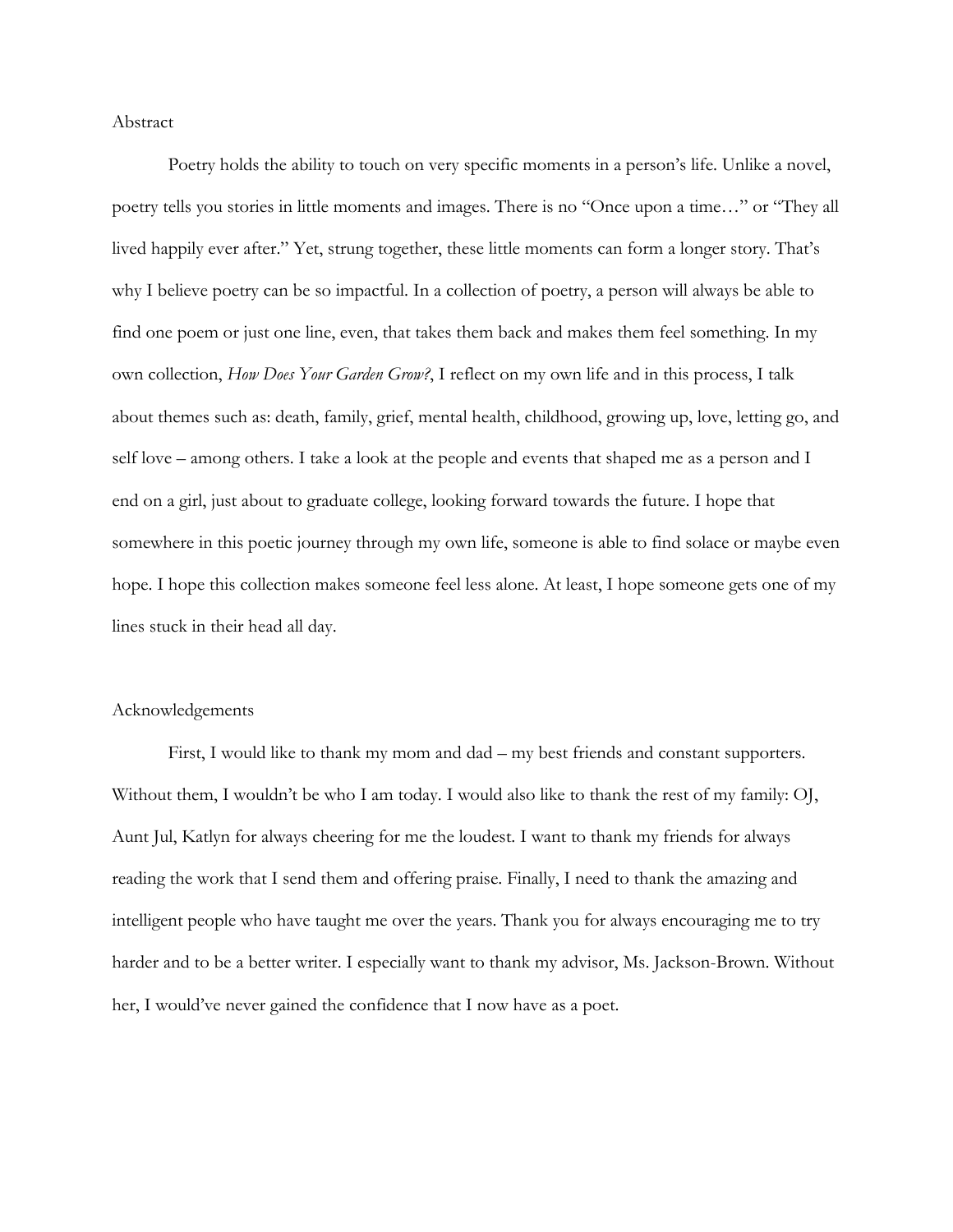## Abstract

Poetry holds the ability to touch on very specific moments in a person's life. Unlike a novel, poetry tells you stories in little moments and images. There is no "Once upon a time…" or "They all lived happily ever after." Yet, strung together, these little moments can form a longer story. That's why I believe poetry can be so impactful. In a collection of poetry, a person will always be able to find one poem or just one line, even, that takes them back and makes them feel something. In my own collection, *How Does Your Garden Grow?*, I reflect on my own life and in this process, I talk about themes such as: death, family, grief, mental health, childhood, growing up, love, letting go, and self love – among others. I take a look at the people and events that shaped me as a person and I end on a girl, just about to graduate college, looking forward towards the future. I hope that somewhere in this poetic journey through my own life, someone is able to find solace or maybe even hope. I hope this collection makes someone feel less alone. At least, I hope someone gets one of my lines stuck in their head all day.

## Acknowledgements

First, I would like to thank my mom and dad – my best friends and constant supporters. Without them, I wouldn't be who I am today. I would also like to thank the rest of my family: OJ, Aunt Jul, Katlyn for always cheering for me the loudest. I want to thank my friends for always reading the work that I send them and offering praise. Finally, I need to thank the amazing and intelligent people who have taught me over the years. Thank you for always encouraging me to try harder and to be a better writer. I especially want to thank my advisor, Ms. Jackson-Brown. Without her, I would've never gained the confidence that I now have as a poet.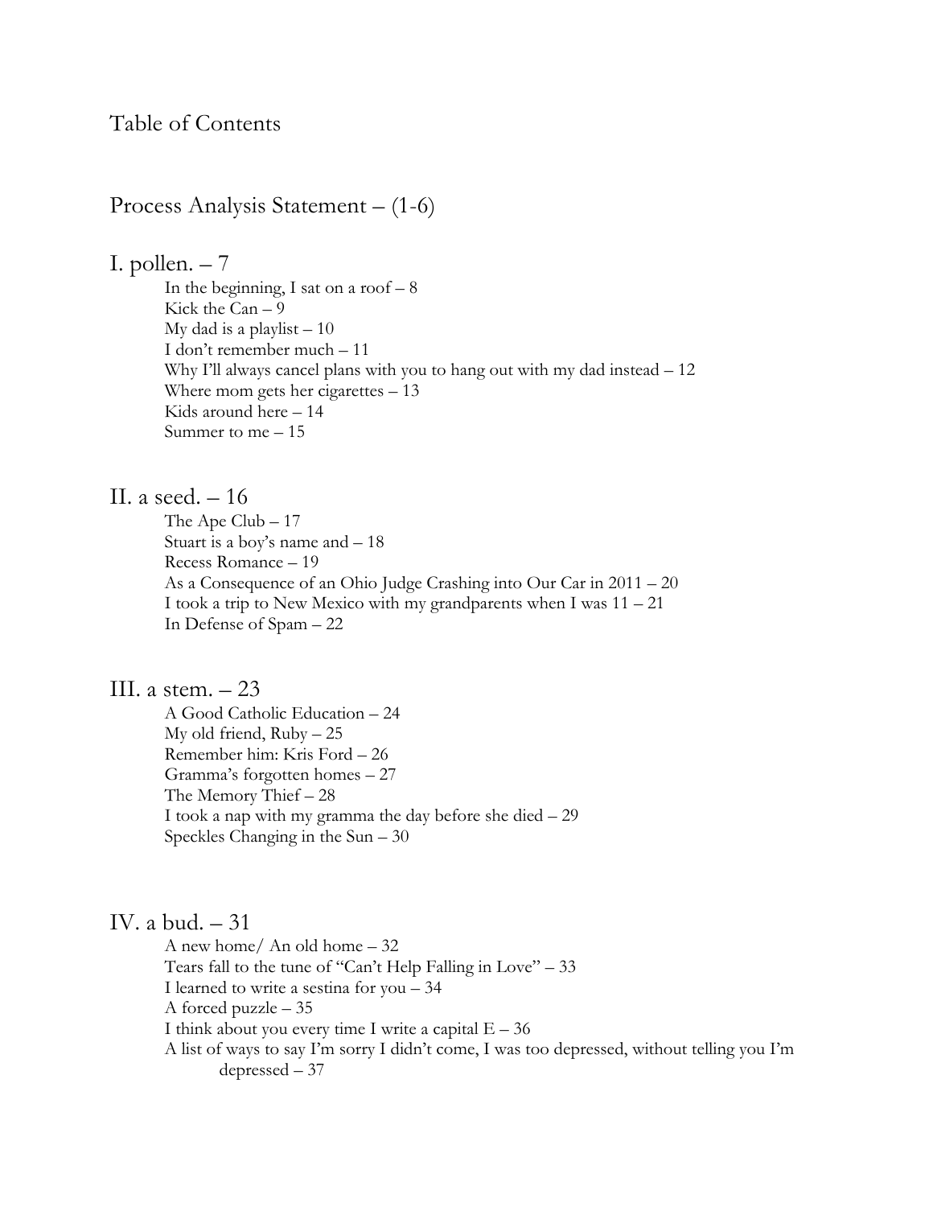# Table of Contents

## Process Analysis Statement – (1-6)

## I. pollen. – 7

- In the beginning, I sat on a roof – 8
- Kick the Can – 9
- My dad is a playlist – 10
- I don't remember much – 11
- Why I'll always cancel plans with you to hang out with my dad instead – 12
- Where mom gets her cigarettes – 13
- Kids around here – 14
- Summer to me – 15

## II. a seed. – 16

- The Ape Club – 17
- Stuart is a boy's name and – 18
- Recess Romance – 19
- As a Consequence of an Ohio Judge Crashing into Our Car in 2011 – 20
- I took a trip to New Mexico with my grandparents when I was 11 – 21
- In Defense of Spam – 22

## III. a stem. – 23

- A Good Catholic Education – 24
- My old friend, Ruby – 25
- Remember him: Kris Ford – 26
- Gramma's forgotten homes – 27
- The Memory Thief – 28
- I took a nap with my gramma the day before she died – 29
- Speckles Changing in the Sun – 30

## IV. a bud. – 31

- A new home/ An old home – 32
- Tears fall to the tune of "Can't Help Falling in Love" – 33
- I learned to write a sestina for you – 34
- A forced puzzle – 35
- I think about you every time I write a capital E – 36
- A list of ways to say I'm sorry I didn't come, I was too depressed, without telling you I'm depressed – 37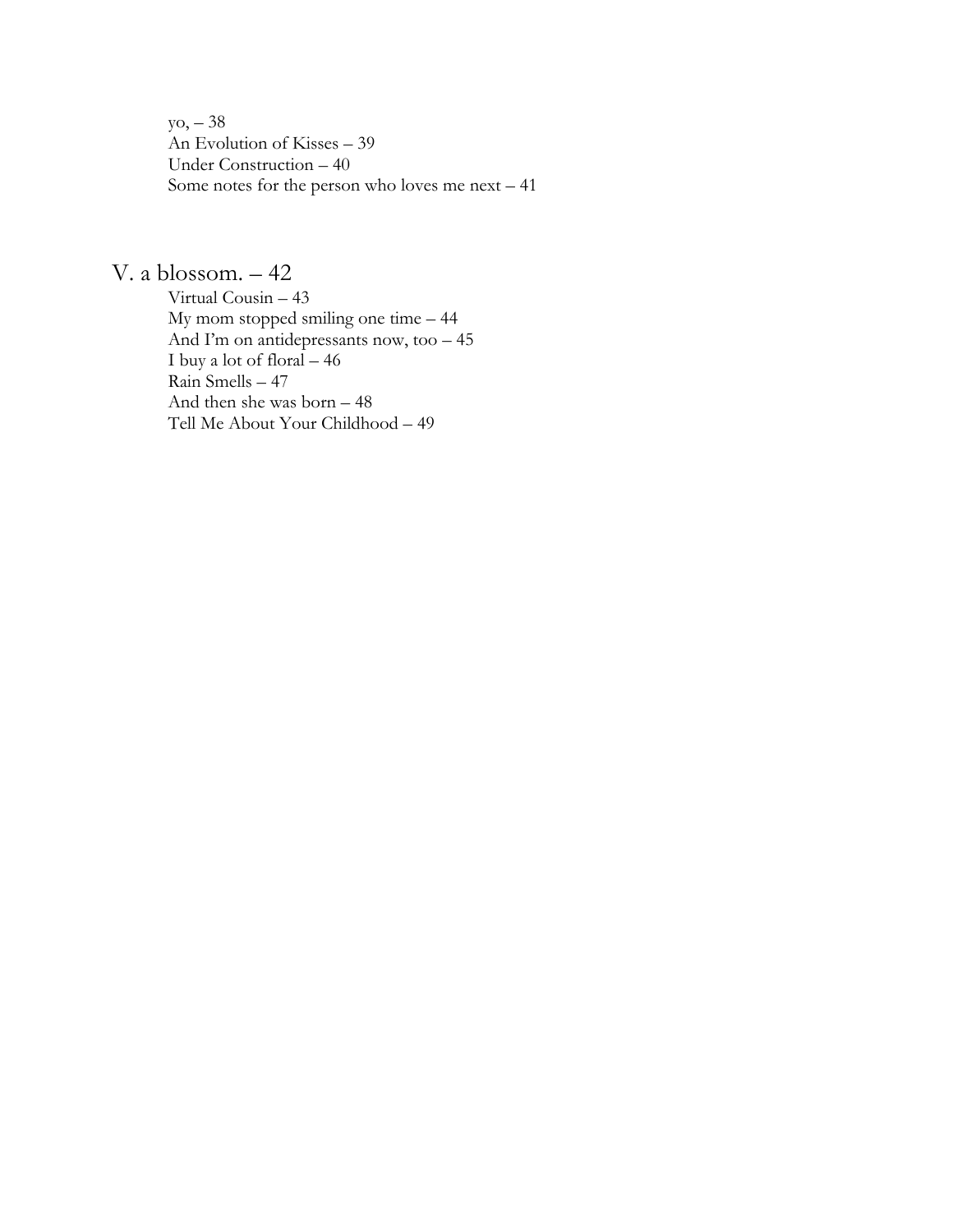yo, – 38  
An Evolution of Kisses – 39  
Under Construction – 40  
Some notes for the person who loves me next – 41

## V. a blossom. – 42

Virtual Cousin – 43  
My mom stopped smiling one time – 44  
And I'm on antidepressants now, too – 45  
I buy a lot of floral – 46  
Rain Smells – 47  
And then she was born – 48  
Tell Me About Your Childhood – 49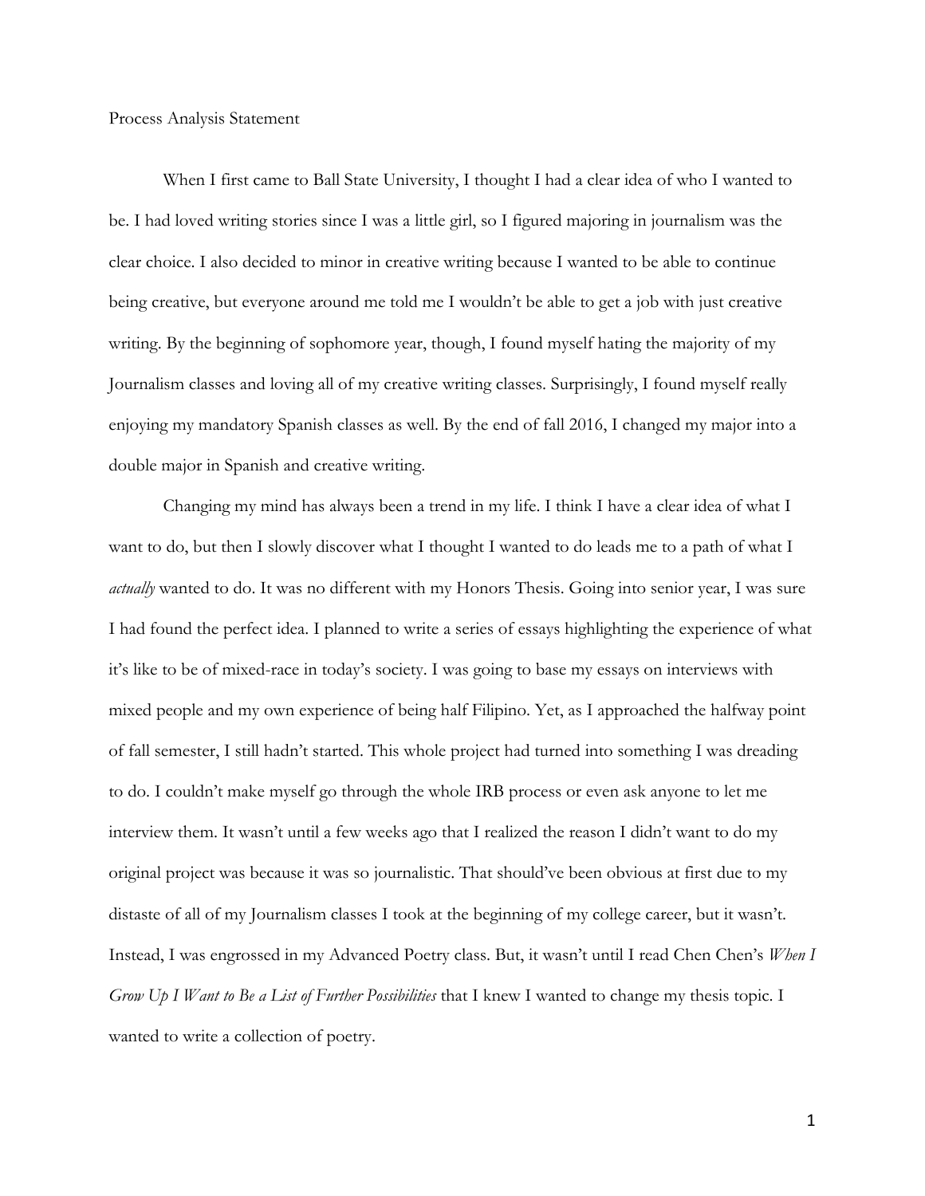# Process Analysis Statement

When I first came to Ball State University, I thought I had a clear idea of who I wanted to be. I had loved writing stories since I was a little girl, so I figured majoring in journalism was the clear choice. I also decided to minor in creative writing because I wanted to be able to continue being creative, but everyone around me told me I wouldn't be able to get a job with just creative writing. By the beginning of sophomore year, though, I found myself hating the majority of my Journalism classes and loving all of my creative writing classes. Surprisingly, I found myself really enjoying my mandatory Spanish classes as well. By the end of fall 2016, I changed my major into a double major in Spanish and creative writing.

Changing my mind has always been a trend in my life. I think I have a clear idea of what I want to do, but then I slowly discover what I thought I wanted to do leads me to a path of what I *actually* wanted to do. It was no different with my Honors Thesis. Going into senior year, I was sure I had found the perfect idea. I planned to write a series of essays highlighting the experience of what it's like to be of mixed-race in today's society. I was going to base my essays on interviews with mixed people and my own experience of being half Filipino. Yet, as I approached the halfway point of fall semester, I still hadn't started. This whole project had turned into something I was dreading to do. I couldn't make myself go through the whole IRB process or even ask anyone to let me interview them. It wasn't until a few weeks ago that I realized the reason I didn't want to do my original project was because it was so journalistic. That should've been obvious at first due to my distaste of all of my Journalism classes I took at the beginning of my college career, but it wasn't. Instead, I was engrossed in my Advanced Poetry class. But, it wasn't until I read Chen Chen's *When I Grow Up I Want to Be a List of Further Possibilities* that I knew I wanted to change my thesis topic. I wanted to write a collection of poetry.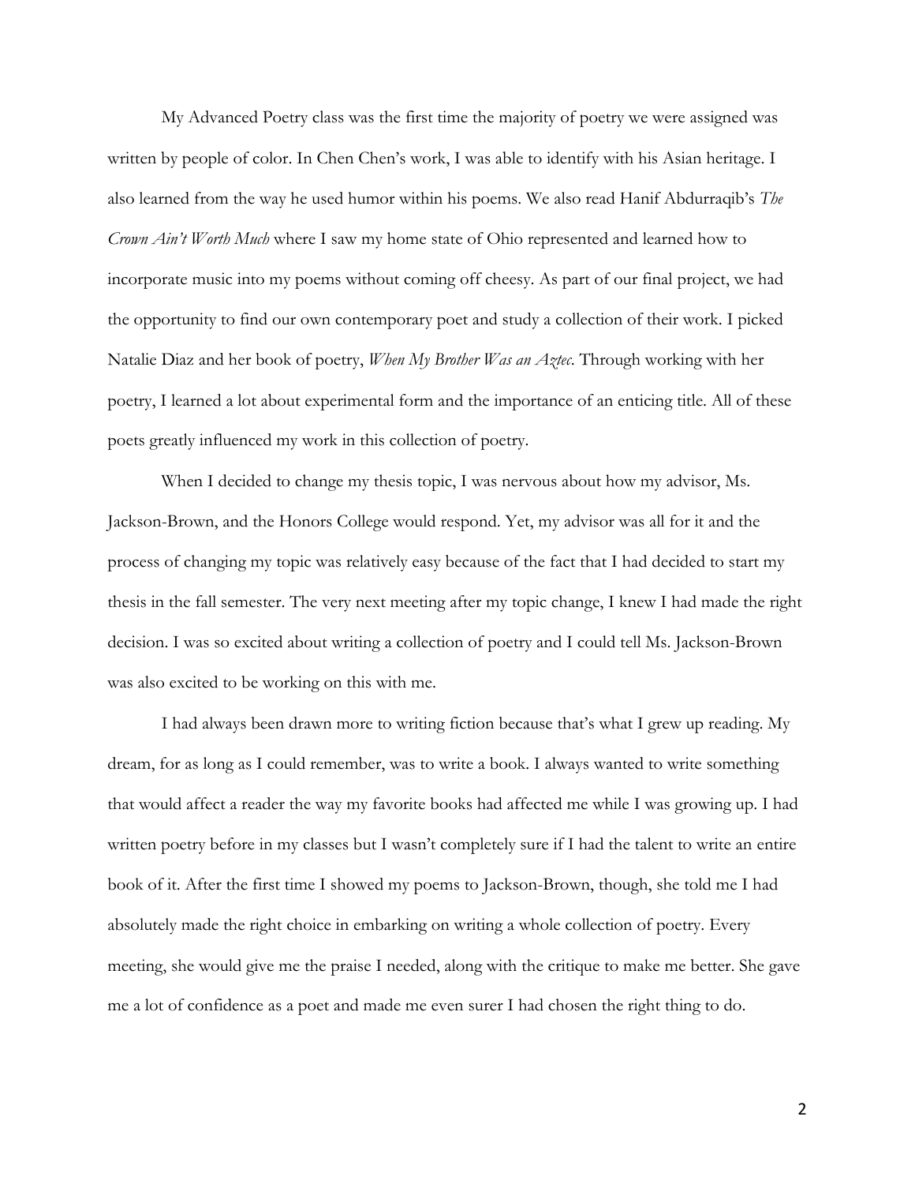My Advanced Poetry class was the first time the majority of poetry we were assigned was written by people of color. In Chen Chen's work, I was able to identify with his Asian heritage. I also learned from the way he used humor within his poems. We also read Hanif Abdurraqib's *The Crown Ain't Worth Much* where I saw my home state of Ohio represented and learned how to incorporate music into my poems without coming off cheesy. As part of our final project, we had the opportunity to find our own contemporary poet and study a collection of their work. I picked Natalie Diaz and her book of poetry, *When My Brother Was an Aztec*. Through working with her poetry, I learned a lot about experimental form and the importance of an enticing title. All of these poets greatly influenced my work in this collection of poetry.

When I decided to change my thesis topic, I was nervous about how my advisor, Ms. Jackson-Brown, and the Honors College would respond. Yet, my advisor was all for it and the process of changing my topic was relatively easy because of the fact that I had decided to start my thesis in the fall semester. The very next meeting after my topic change, I knew I had made the right decision. I was so excited about writing a collection of poetry and I could tell Ms. Jackson-Brown was also excited to be working on this with me.

I had always been drawn more to writing fiction because that's what I grew up reading. My dream, for as long as I could remember, was to write a book. I always wanted to write something that would affect a reader the way my favorite books had affected me while I was growing up. I had written poetry before in my classes but I wasn't completely sure if I had the talent to write an entire book of it. After the first time I showed my poems to Jackson-Brown, though, she told me I had absolutely made the right choice in embarking on writing a whole collection of poetry. Every meeting, she would give me the praise I needed, along with the critique to make me better. She gave me a lot of confidence as a poet and made me even surer I had chosen the right thing to do.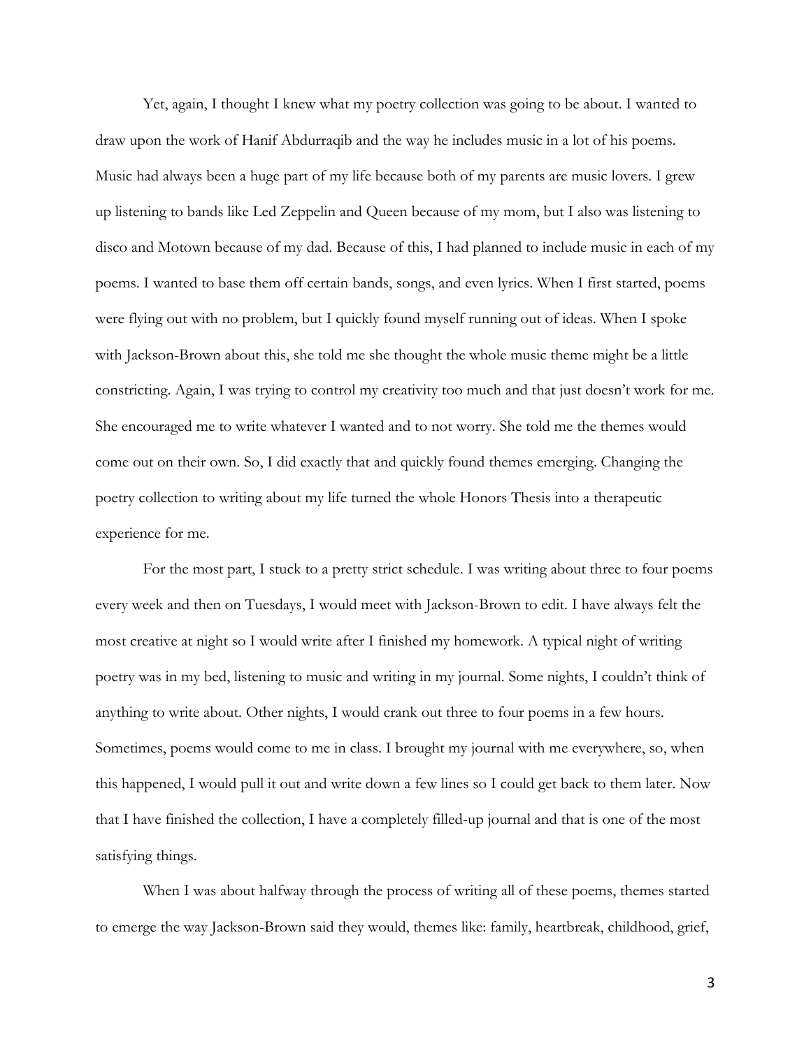Yet, again, I thought I knew what my poetry collection was going to be about. I wanted to draw upon the work of Hanif Abdurraqib and the way he includes music in a lot of his poems. Music had always been a huge part of my life because both of my parents are music lovers. I grew up listening to bands like Led Zeppelin and Queen because of my mom, but I also was listening to disco and Motown because of my dad. Because of this, I had planned to include music in each of my poems. I wanted to base them off certain bands, songs, and even lyrics. When I first started, poems were flying out with no problem, but I quickly found myself running out of ideas. When I spoke with Jackson-Brown about this, she told me she thought the whole music theme might be a little constricting. Again, I was trying to control my creativity too much and that just doesn't work for me. She encouraged me to write whatever I wanted and to not worry. She told me the themes would come out on their own. So, I did exactly that and quickly found themes emerging. Changing the poetry collection to writing about my life turned the whole Honors Thesis into a therapeutic experience for me.

For the most part, I stuck to a pretty strict schedule. I was writing about three to four poems every week and then on Tuesdays, I would meet with Jackson-Brown to edit. I have always felt the most creative at night so I would write after I finished my homework. A typical night of writing poetry was in my bed, listening to music and writing in my journal. Some nights, I couldn't think of anything to write about. Other nights, I would crank out three to four poems in a few hours. Sometimes, poems would come to me in class. I brought my journal with me everywhere, so, when this happened, I would pull it out and write down a few lines so I could get back to them later. Now that I have finished the collection, I have a completely filled-up journal and that is one of the most satisfying things.

When I was about halfway through the process of writing all of these poems, themes started to emerge the way Jackson-Brown said they would, themes like: family, heartbreak, childhood, grief,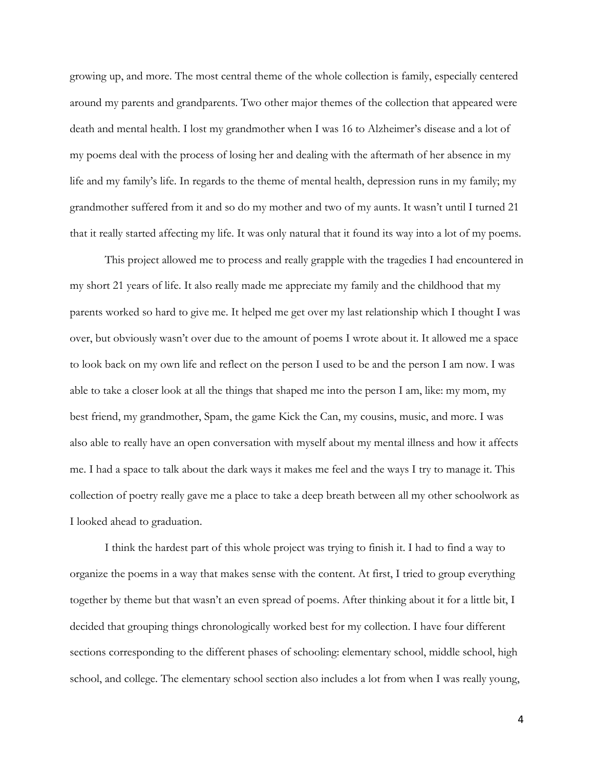growing up, and more. The most central theme of the whole collection is family, especially centered around my parents and grandparents. Two other major themes of the collection that appeared were death and mental health. I lost my grandmother when I was 16 to Alzheimer's disease and a lot of my poems deal with the process of losing her and dealing with the aftermath of her absence in my life and my family's life. In regards to the theme of mental health, depression runs in my family; my grandmother suffered from it and so do my mother and two of my aunts. It wasn't until I turned 21 that it really started affecting my life. It was only natural that it found its way into a lot of my poems.

This project allowed me to process and really grapple with the tragedies I had encountered in my short 21 years of life. It also really made me appreciate my family and the childhood that my parents worked so hard to give me. It helped me get over my last relationship which I thought I was over, but obviously wasn't over due to the amount of poems I wrote about it. It allowed me a space to look back on my own life and reflect on the person I used to be and the person I am now. I was able to take a closer look at all the things that shaped me into the person I am, like: my mom, my best friend, my grandmother, Spam, the game Kick the Can, my cousins, music, and more. I was also able to really have an open conversation with myself about my mental illness and how it affects me. I had a space to talk about the dark ways it makes me feel and the ways I try to manage it. This collection of poetry really gave me a place to take a deep breath between all my other schoolwork as I looked ahead to graduation.

I think the hardest part of this whole project was trying to finish it. I had to find a way to organize the poems in a way that makes sense with the content. At first, I tried to group everything together by theme but that wasn't an even spread of poems. After thinking about it for a little bit, I decided that grouping things chronologically worked best for my collection. I have four different sections corresponding to the different phases of schooling: elementary school, middle school, high school, and college. The elementary school section also includes a lot from when I was really young,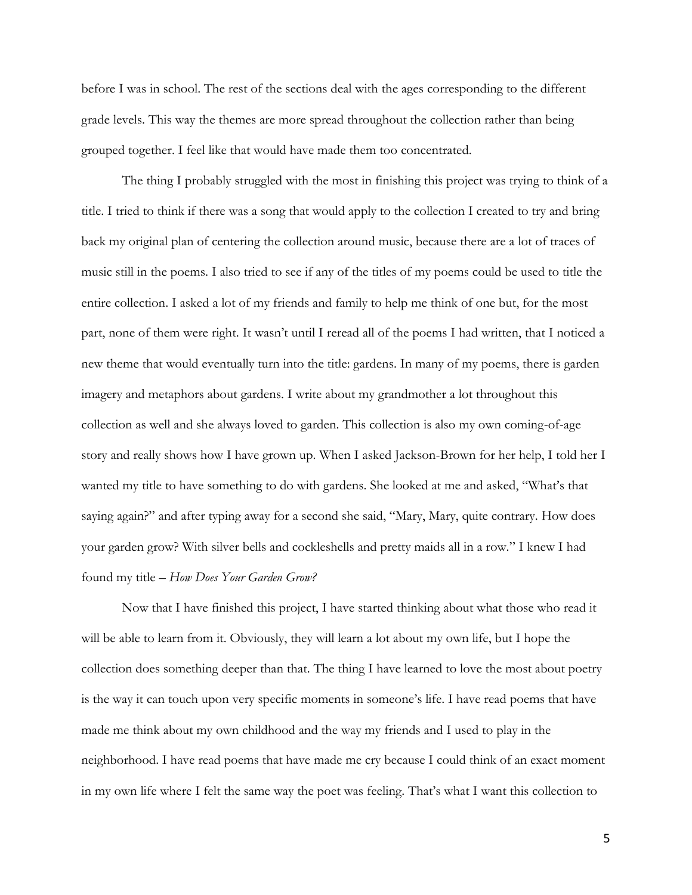before I was in school. The rest of the sections deal with the ages corresponding to the different grade levels. This way the themes are more spread throughout the collection rather than being grouped together. I feel like that would have made them too concentrated.

The thing I probably struggled with the most in finishing this project was trying to think of a title. I tried to think if there was a song that would apply to the collection I created to try and bring back my original plan of centering the collection around music, because there are a lot of traces of music still in the poems. I also tried to see if any of the titles of my poems could be used to title the entire collection. I asked a lot of my friends and family to help me think of one but, for the most part, none of them were right. It wasn't until I reread all of the poems I had written, that I noticed a new theme that would eventually turn into the title: gardens. In many of my poems, there is garden imagery and metaphors about gardens. I write about my grandmother a lot throughout this collection as well and she always loved to garden. This collection is also my own coming-of-age story and really shows how I have grown up. When I asked Jackson-Brown for her help, I told her I wanted my title to have something to do with gardens. She looked at me and asked, "What's that saying again?" and after typing away for a second she said, "Mary, Mary, quite contrary. How does your garden grow? With silver bells and cockleshells and pretty maids all in a row." I knew I had found my title – *How Does Your Garden Grow?*

Now that I have finished this project, I have started thinking about what those who read it will be able to learn from it. Obviously, they will learn a lot about my own life, but I hope the collection does something deeper than that. The thing I have learned to love the most about poetry is the way it can touch upon very specific moments in someone's life. I have read poems that have made me think about my own childhood and the way my friends and I used to play in the neighborhood. I have read poems that have made me cry because I could think of an exact moment in my own life where I felt the same way the poet was feeling. That's what I want this collection to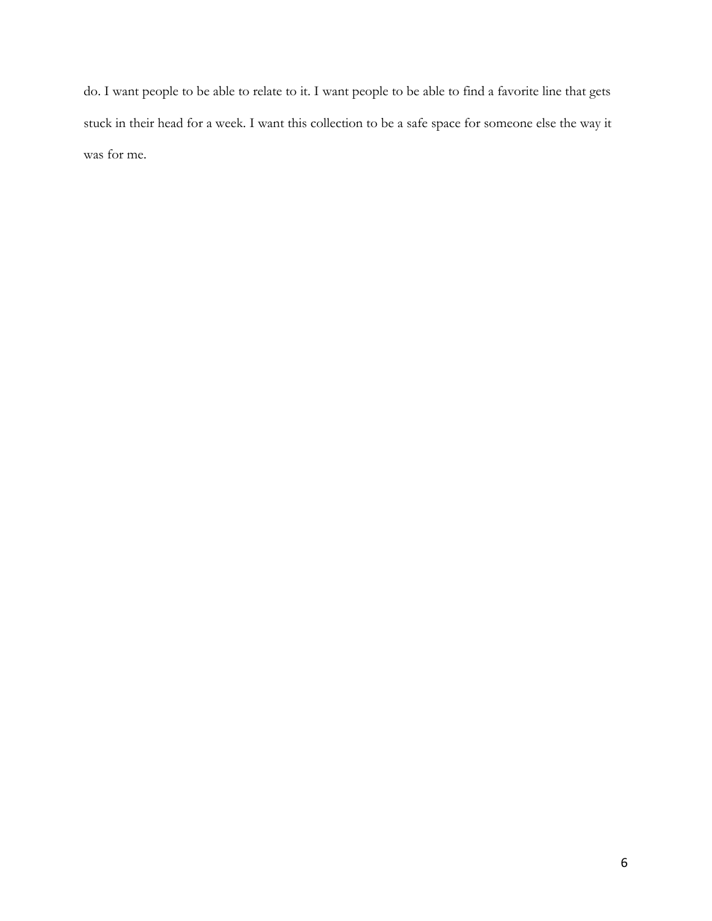do. I want people to be able to relate to it. I want people to be able to find a favorite line that gets stuck in their head for a week. I want this collection to be a safe space for someone else the way it was for me.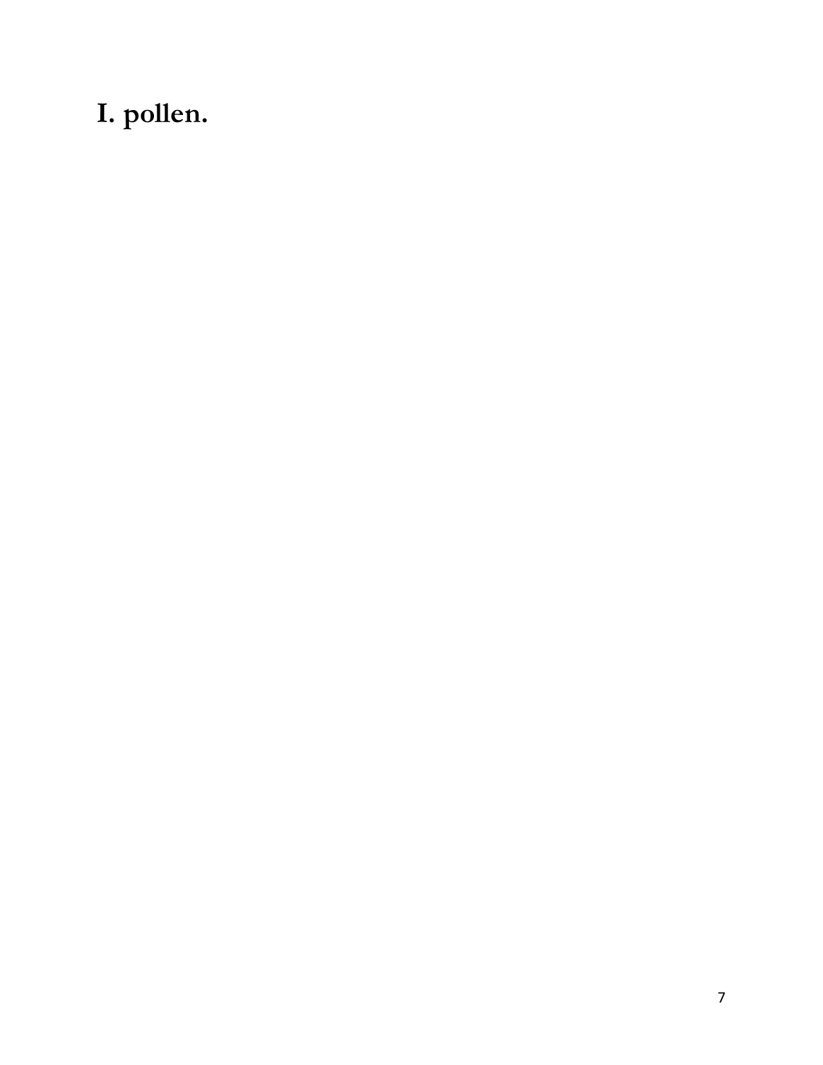# I. pollen.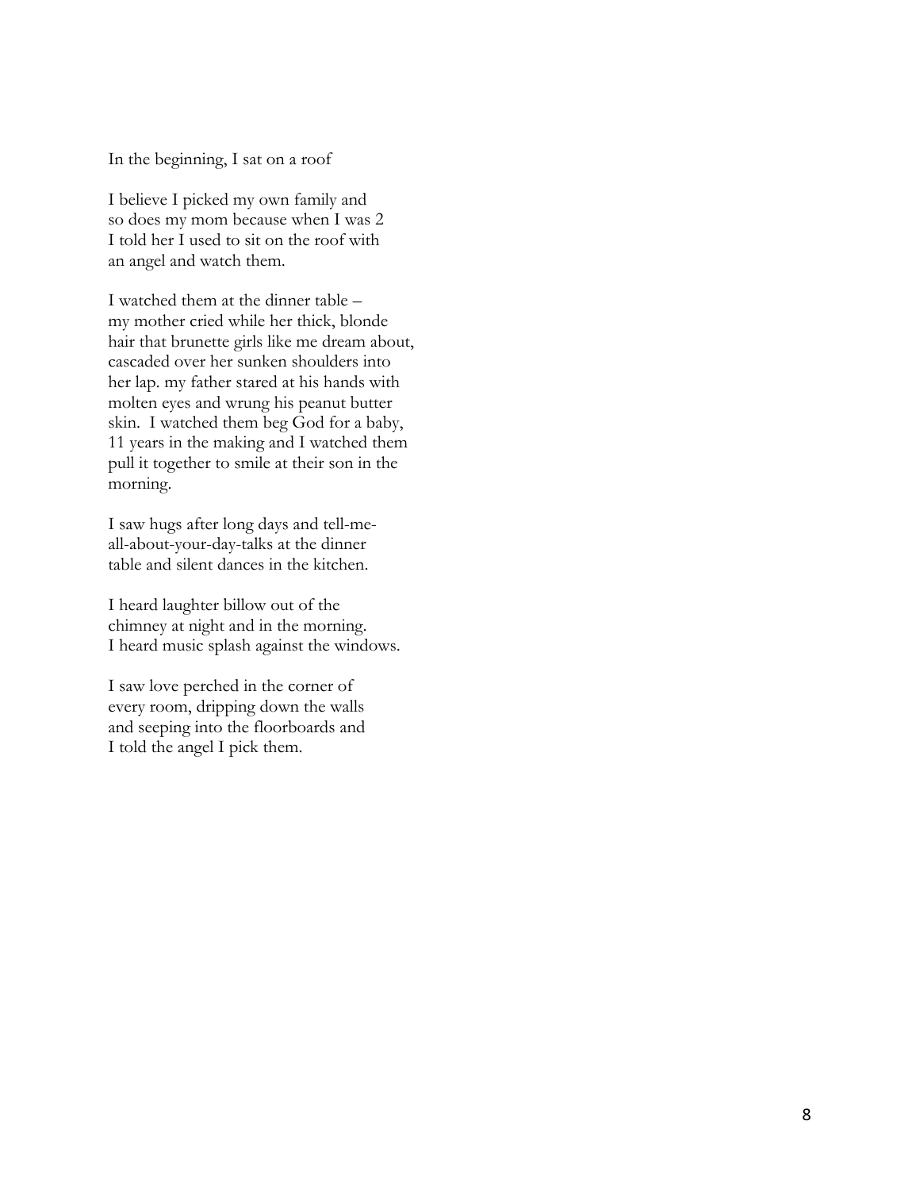In the beginning, I sat on a roof

I believe I picked my own family and
so does my mom because when I was 2
I told her I used to sit on the roof with
an angel and watch them.

I watched them at the dinner table –
my mother cried while her thick, blonde
hair that brunette girls like me dream about,
cascaded over her sunken shoulders into
her lap. my father stared at his hands with
molten eyes and wrung his peanut butter
skin. I watched them beg God for a baby,
11 years in the making and I watched them
pull it together to smile at their son in the
morning.

I saw hugs after long days and tell-me-
all-about-your-day-talks at the dinner
table and silent dances in the kitchen.

I heard laughter billow out of the
chimney at night and in the morning.
I heard music splash against the windows.

I saw love perched in the corner of
every room, dripping down the walls
and seeping into the floorboards and
I told the angel I pick them.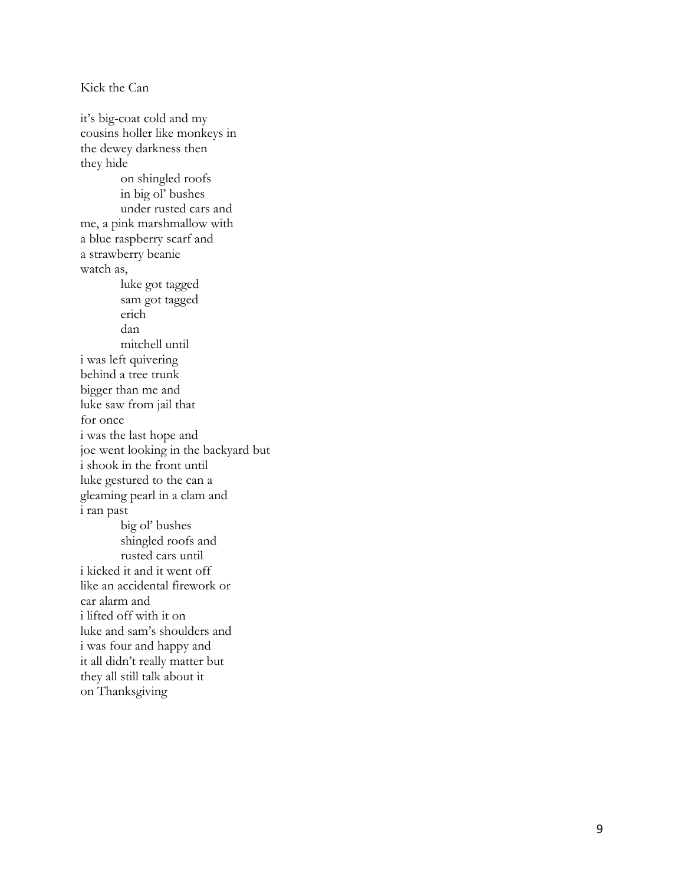Kick the Can

it's big-coat cold and my  
cousins holler like monkeys in  
the dewey darkness then  
they hide  
&emsp;&emsp;&emsp;on shingled roofs  
&emsp;&emsp;&emsp;in big ol' bushes  
&emsp;&emsp;&emsp;under rusted cars and  
me, a pink marshmallow with  
a blue raspberry scarf and  
a strawberry beanie  
watch as,  
&emsp;&emsp;&emsp;luke got tagged  
&emsp;&emsp;&emsp;sam got tagged  
&emsp;&emsp;&emsp;erich  
&emsp;&emsp;&emsp;dan  
&emsp;&emsp;&emsp;mitchell until  
i was left quivering  
behind a tree trunk  
bigger than me and  
luke saw from jail that  
for once  
i was the last hope and  
joe went looking in the backyard but  
i shook in the front until  
luke gestured to the can a  
gleaming pearl in a clam and  
i ran past  
&emsp;&emsp;&emsp;big ol' bushes  
&emsp;&emsp;&emsp;shingled roofs and  
&emsp;&emsp;&emsp;rusted cars until  
i kicked it and it went off  
like an accidental firework or  
car alarm and  
i lifted off with it on  
luke and sam's shoulders and  
i was four and happy and  
it all didn't really matter but  
they all still talk about it  
on Thanksgiving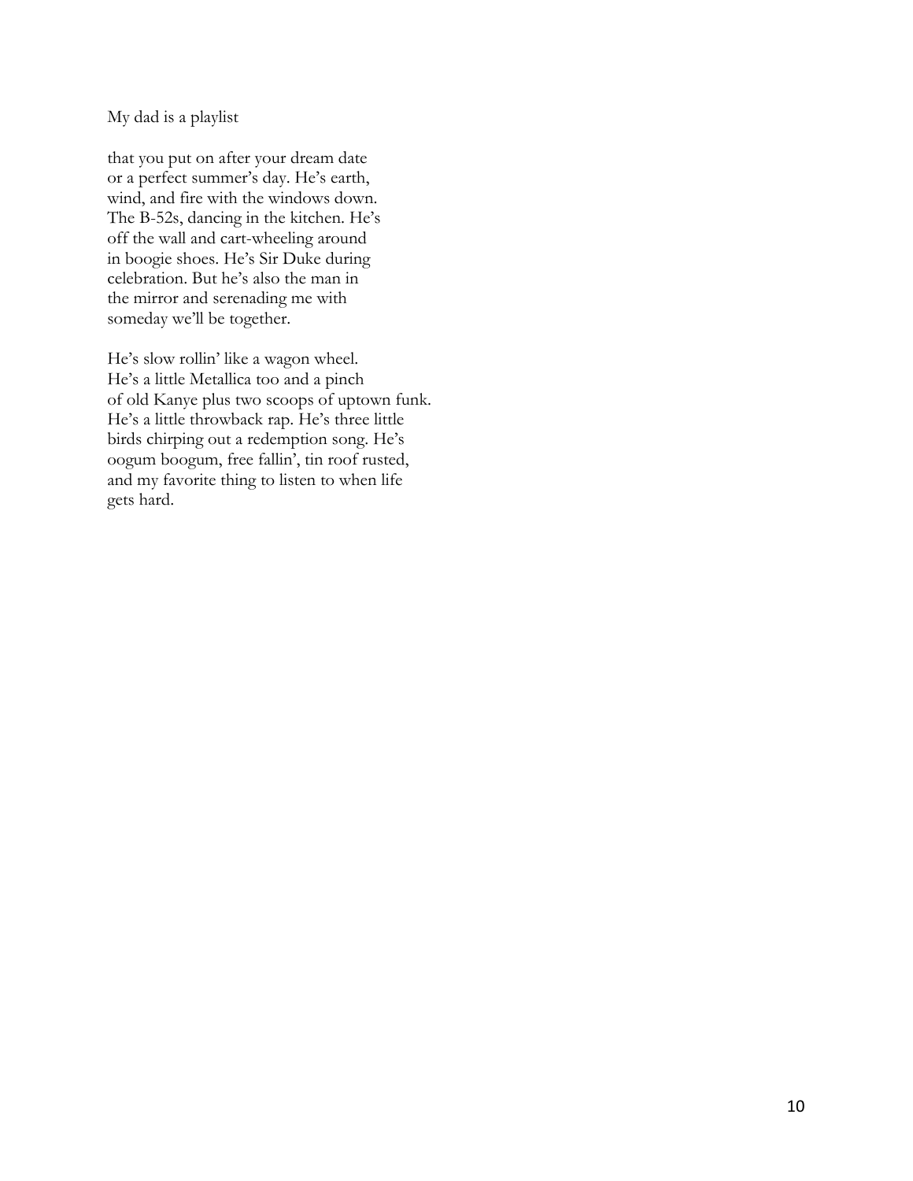My dad is a playlist

that you put on after your dream date
or a perfect summer's day. He's earth,
wind, and fire with the windows down.
The B-52s, dancing in the kitchen. He's
off the wall and cart-wheeling around
in boogie shoes. He's Sir Duke during
celebration. But he's also the man in
the mirror and serenading me with
someday we'll be together.

He's slow rollin' like a wagon wheel.
He's a little Metallica too and a pinch
of old Kanye plus two scoops of uptown funk.
He's a little throwback rap. He's three little
birds chirping out a redemption song. He's
oogum boogum, free fallin', tin roof rusted,
and my favorite thing to listen to when life
gets hard.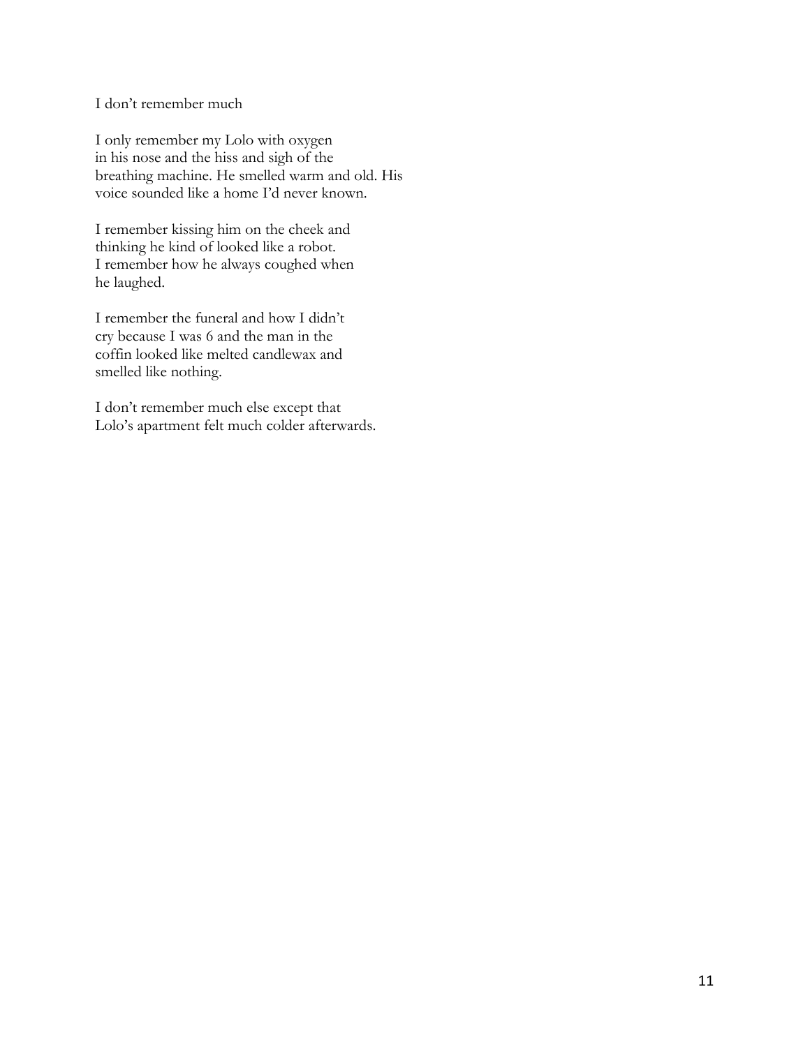I don't remember much

I only remember my Lolo with oxygen
in his nose and the hiss and sigh of the
breathing machine. He smelled warm and old. His
voice sounded like a home I'd never known.

I remember kissing him on the cheek and
thinking he kind of looked like a robot.
I remember how he always coughed when
he laughed.

I remember the funeral and how I didn't
cry because I was 6 and the man in the
coffin looked like melted candlewax and
smelled like nothing.

I don't remember much else except that
Lolo's apartment felt much colder afterwards.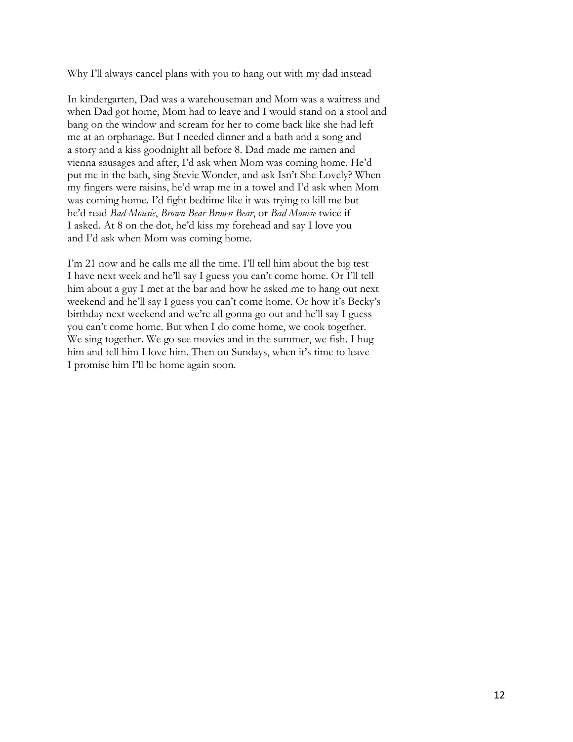Why I'll always cancel plans with you to hang out with my dad instead

In kindergarten, Dad was a warehouseman and Mom was a waitress and when Dad got home, Mom had to leave and I would stand on a stool and bang on the window and scream for her to come back like she had left me at an orphanage. But I needed dinner and a bath and a song and a story and a kiss goodnight all before 8. Dad made me ramen and vienna sausages and after, I'd ask when Mom was coming home. He'd put me in the bath, sing Stevie Wonder, and ask Isn't She Lovely? When my fingers were raisins, he'd wrap me in a towel and I'd ask when Mom was coming home. I'd fight bedtime like it was trying to kill me but he'd read *Bad Mousie*, *Brown Bear Brown Bear*, or *Bad Mousie* twice if I asked. At 8 on the dot, he'd kiss my forehead and say I love you and I'd ask when Mom was coming home.

I'm 21 now and he calls me all the time. I'll tell him about the big test I have next week and he'll say I guess you can't come home. Or I'll tell him about a guy I met at the bar and how he asked me to hang out next weekend and he'll say I guess you can't come home. Or how it's Becky's birthday next weekend and we're all gonna go out and he'll say I guess you can't come home. But when I do come home, we cook together. We sing together. We go see movies and in the summer, we fish. I hug him and tell him I love him. Then on Sundays, when it's time to leave I promise him I'll be home again soon.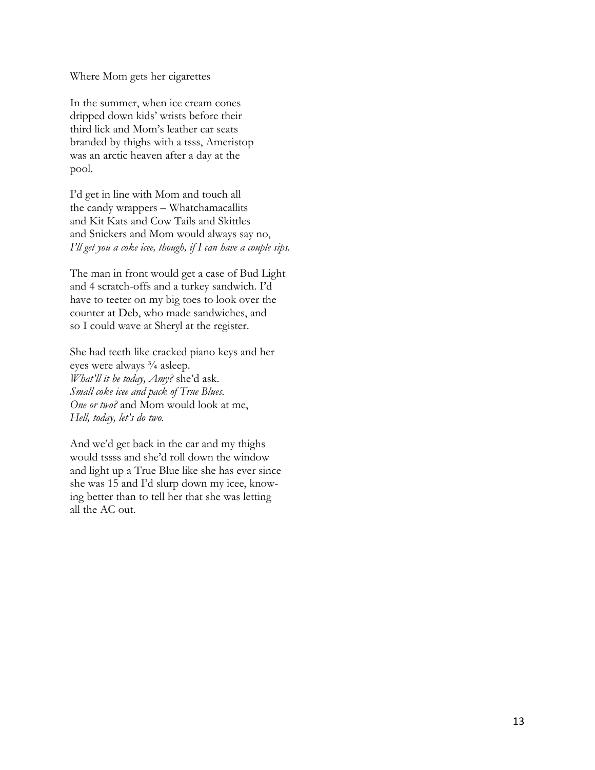Where Mom gets her cigarettes

In the summer, when ice cream cones
dripped down kids' wrists before their
third lick and Mom's leather car seats
branded by thighs with a tsss, Ameristop
was an arctic heaven after a day at the
pool.

I'd get in line with Mom and touch all
the candy wrappers – Whatchamacallits
and Kit Kats and Cow Tails and Skittles
and Snickers and Mom would always say no,
*I'll get you a coke icee, though, if I can have a couple sips.*

The man in front would get a case of Bud Light
and 4 scratch-offs and a turkey sandwich. I'd
have to teeter on my big toes to look over the
counter at Deb, who made sandwiches, and
so I could wave at Sheryl at the register.

She had teeth like cracked piano keys and her
eyes were always ¾ asleep.
*What'll it be today, Amy?* she'd ask.
*Small coke icee and pack of True Blues.*
*One or two?* and Mom would look at me,
*Hell, today, let's do two.*

And we'd get back in the car and my thighs
would tssss and she'd roll down the window
and light up a True Blue like she has ever since
she was 15 and I'd slurp down my icee, know-
ing better than to tell her that she was letting
all the AC out.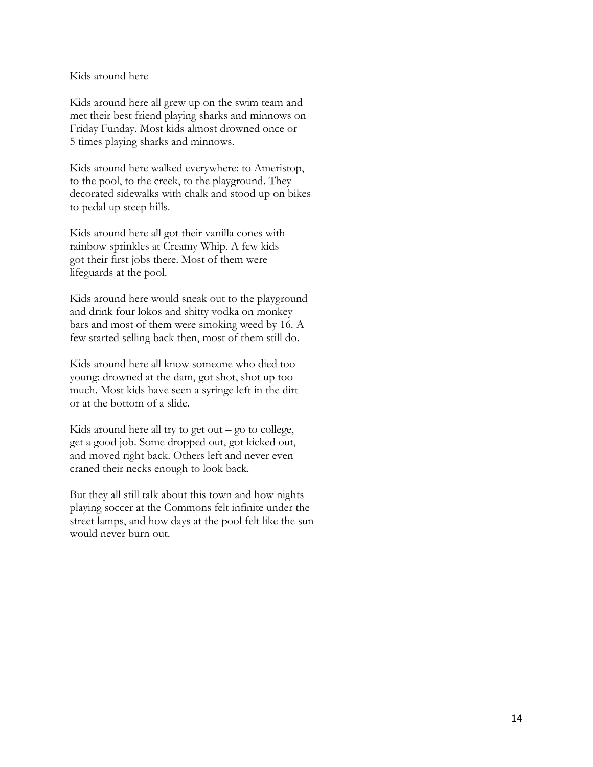## Kids around here

Kids around here all grew up on the swim team and met their best friend playing sharks and minnows on Friday Funday. Most kids almost drowned once or 5 times playing sharks and minnows.

Kids around here walked everywhere: to Ameristop, to the pool, to the creek, to the playground. They decorated sidewalks with chalk and stood up on bikes to pedal up steep hills.

Kids around here all got their vanilla cones with rainbow sprinkles at Creamy Whip. A few kids got their first jobs there. Most of them were lifeguards at the pool.

Kids around here would sneak out to the playground and drink four lokos and shitty vodka on monkey bars and most of them were smoking weed by 16. A few started selling back then, most of them still do.

Kids around here all know someone who died too young: drowned at the dam, got shot, shot up too much. Most kids have seen a syringe left in the dirt or at the bottom of a slide.

Kids around here all try to get out – go to college, get a good job. Some dropped out, got kicked out, and moved right back. Others left and never even craned their necks enough to look back.

But they all still talk about this town and how nights playing soccer at the Commons felt infinite under the street lamps, and how days at the pool felt like the sun would never burn out.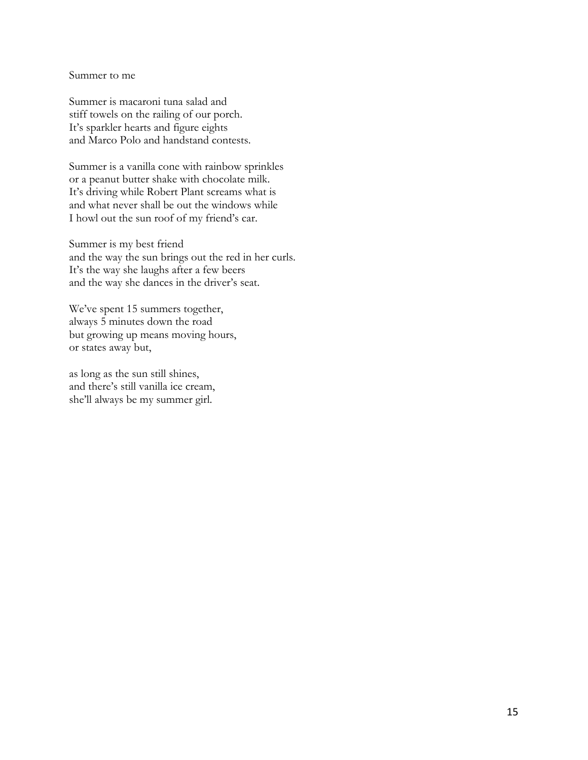Summer to me

Summer is macaroni tuna salad and  
stiff towels on the railing of our porch.  
It's sparkler hearts and figure eights  
and Marco Polo and handstand contests.

Summer is a vanilla cone with rainbow sprinkles  
or a peanut butter shake with chocolate milk.  
It's driving while Robert Plant screams what is  
and what never shall be out the windows while  
I howl out the sun roof of my friend's car.

Summer is my best friend  
and the way the sun brings out the red in her curls.  
It's the way she laughs after a few beers  
and the way she dances in the driver's seat.

We've spent 15 summers together,  
always 5 minutes down the road  
but growing up means moving hours,  
or states away but,

as long as the sun still shines,  
and there's still vanilla ice cream,  
she'll always be my summer girl.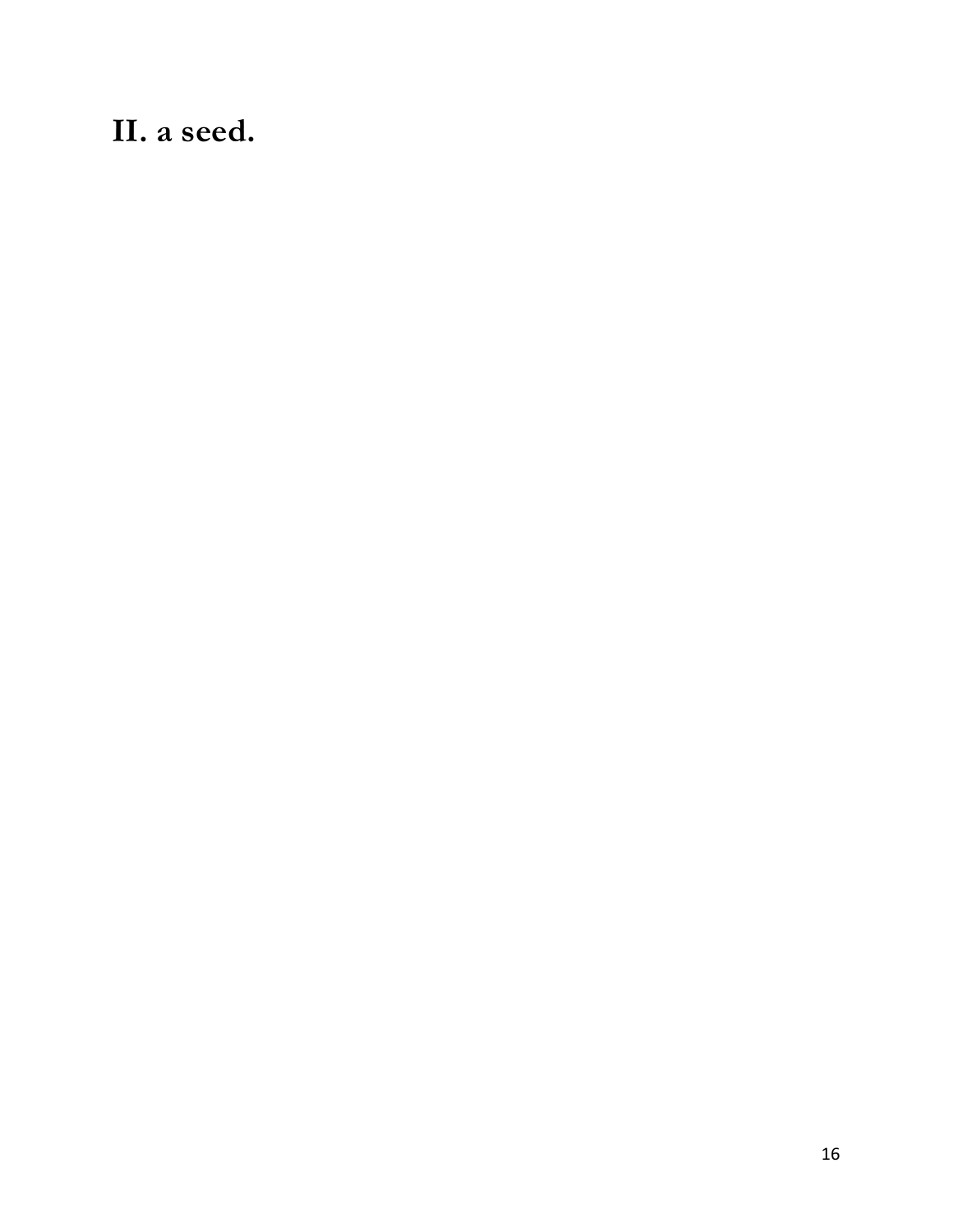## II. a seed.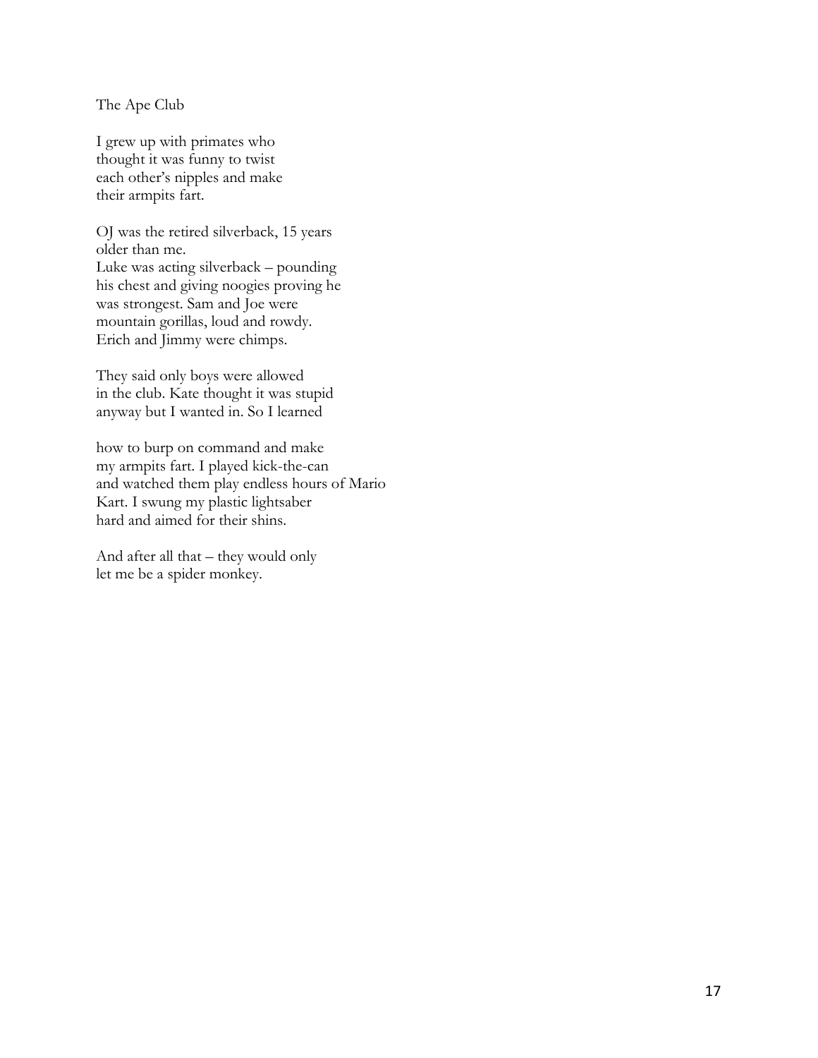## The Ape Club

I grew up with primates who  
thought it was funny to twist  
each other's nipples and make  
their armpits fart.

OJ was the retired silverback, 15 years  
older than me.  
Luke was acting silverback – pounding  
his chest and giving noogies proving he  
was strongest. Sam and Joe were  
mountain gorillas, loud and rowdy.  
Erich and Jimmy were chimps.

They said only boys were allowed  
in the club. Kate thought it was stupid  
anyway but I wanted in. So I learned

how to burp on command and make  
my armpits fart. I played kick-the-can  
and watched them play endless hours of Mario  
Kart. I swung my plastic lightsaber  
hard and aimed for their shins.

And after all that – they would only  
let me be a spider monkey.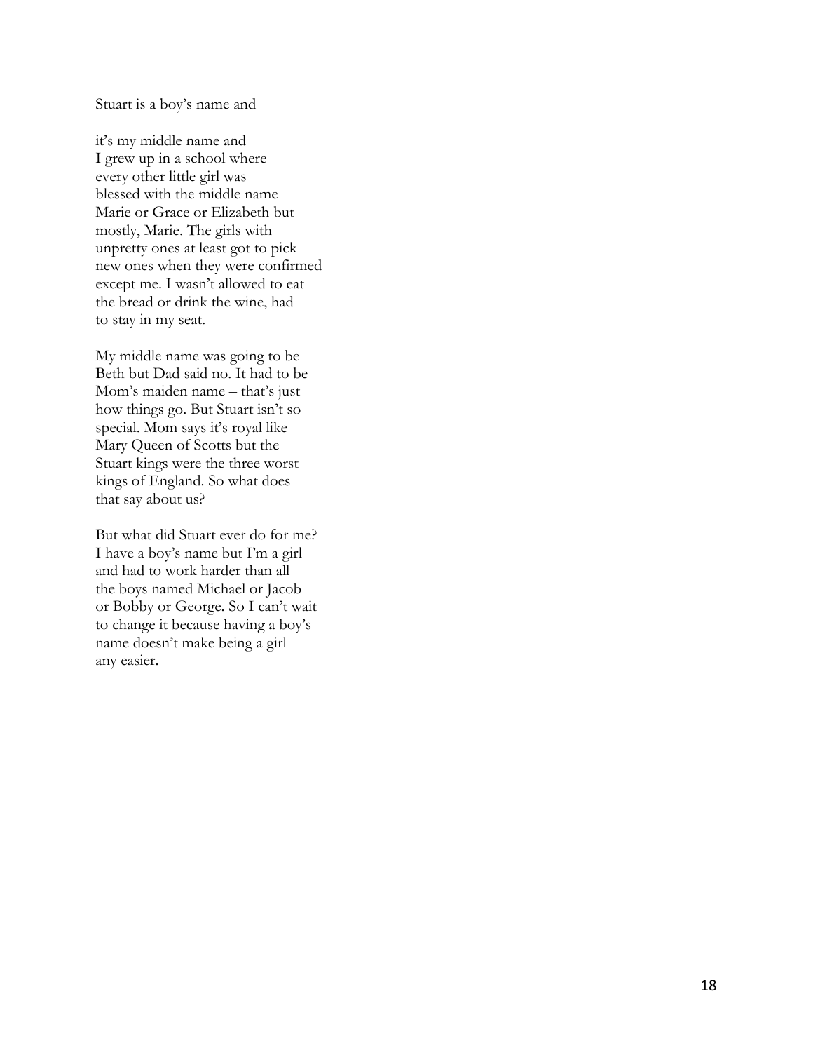Stuart is a boy's name and

it's my middle name and  
I grew up in a school where  
every other little girl was  
blessed with the middle name  
Marie or Grace or Elizabeth but  
mostly, Marie. The girls with  
unpretty ones at least got to pick  
new ones when they were confirmed  
except me. I wasn't allowed to eat  
the bread or drink the wine, had  
to stay in my seat.

My middle name was going to be  
Beth but Dad said no. It had to be  
Mom's maiden name – that's just  
how things go. But Stuart isn't so  
special. Mom says it's royal like  
Mary Queen of Scotts but the  
Stuart kings were the three worst  
kings of England. So what does  
that say about us?

But what did Stuart ever do for me?  
I have a boy's name but I'm a girl  
and had to work harder than all  
the boys named Michael or Jacob  
or Bobby or George. So I can't wait  
to change it because having a boy's  
name doesn't make being a girl  
any easier.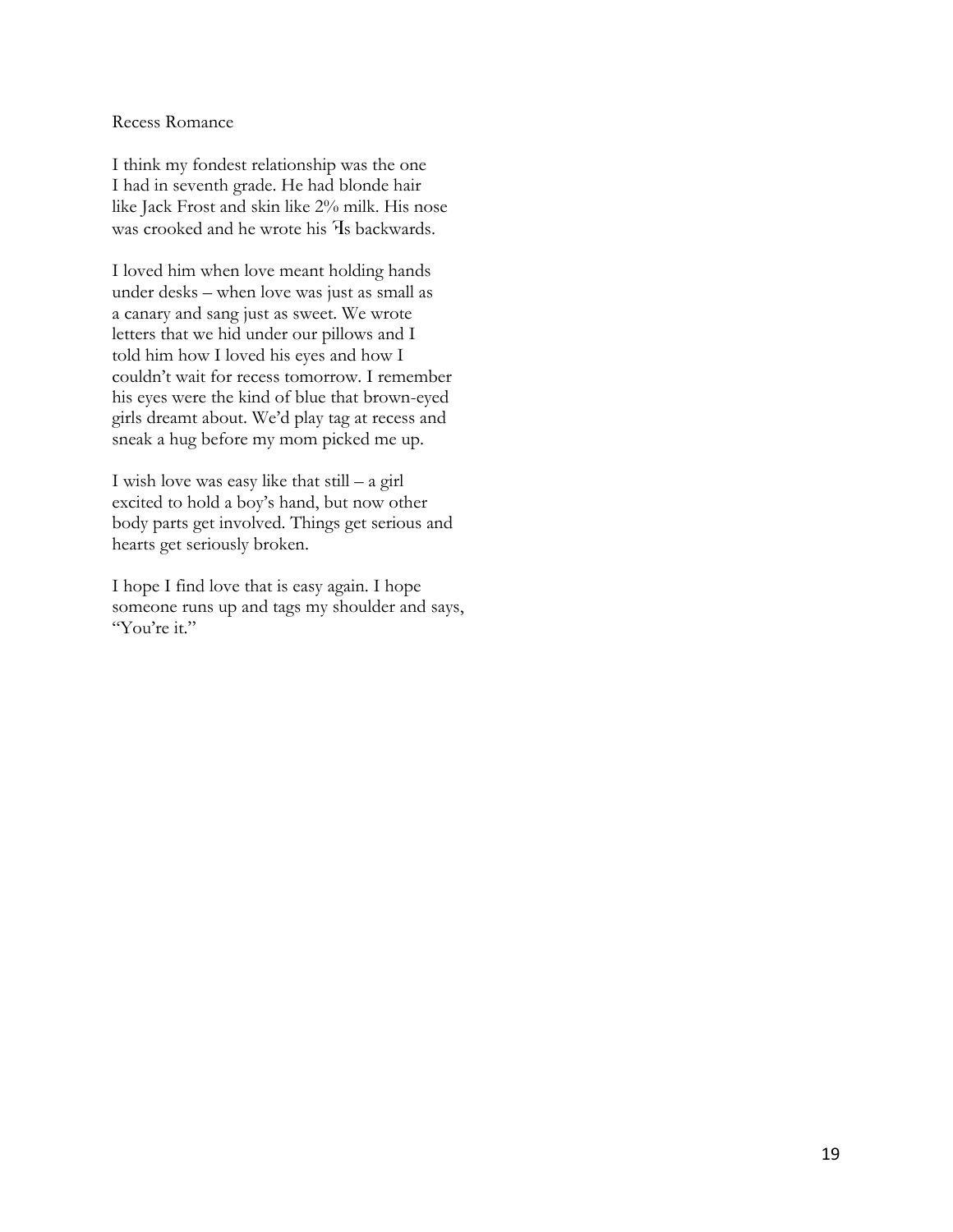Recess Romance

I think my fondest relationship was the one
I had in seventh grade. He had blonde hair
like Jack Frost and skin like 2% milk. His nose
was crooked and he wrote his Ɐs backwards.

I loved him when love meant holding hands
under desks – when love was just as small as
a canary and sang just as sweet. We wrote
letters that we hid under our pillows and I
told him how I loved his eyes and how I
couldn't wait for recess tomorrow. I remember
his eyes were the kind of blue that brown-eyed
girls dreamt about. We'd play tag at recess and
sneak a hug before my mom picked me up.

I wish love was easy like that still – a girl
excited to hold a boy's hand, but now other
body parts get involved. Things get serious and
hearts get seriously broken.

I hope I find love that is easy again. I hope
someone runs up and tags my shoulder and says,
"You're it."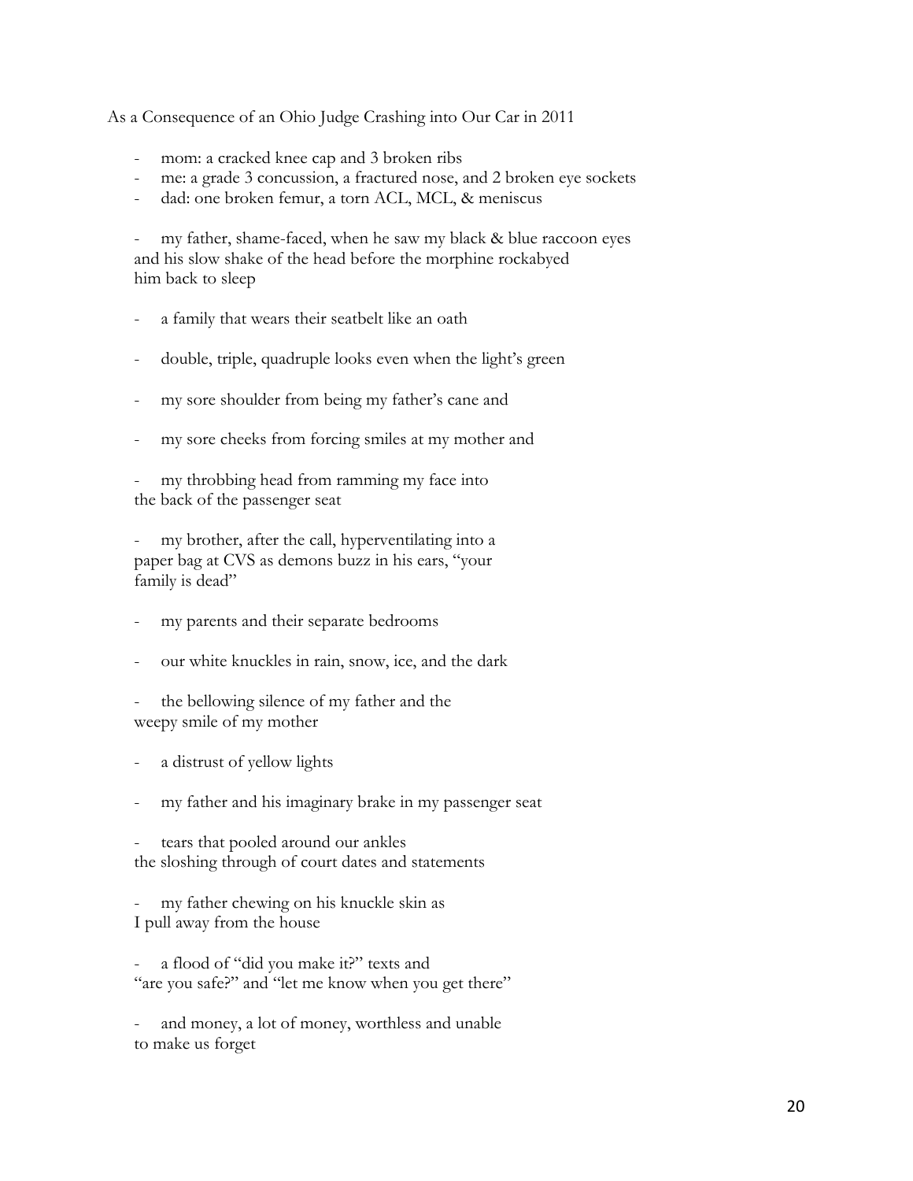As a Consequence of an Ohio Judge Crashing into Our Car in 2011

- mom: a cracked knee cap and 3 broken ribs
- me: a grade 3 concussion, a fractured nose, and 2 broken eye sockets
- dad: one broken femur, a torn ACL, MCL, & meniscus

- my father, shame-faced, when he saw my black & blue raccoon eyes
  and his slow shake of the head before the morphine rockabyed
  him back to sleep

- a family that wears their seatbelt like an oath

- double, triple, quadruple looks even when the light's green

- my sore shoulder from being my father's cane and

- my sore cheeks from forcing smiles at my mother and

- my throbbing head from ramming my face into
  the back of the passenger seat

- my brother, after the call, hyperventilating into a
  paper bag at CVS as demons buzz in his ears, "your
  family is dead"

- my parents and their separate bedrooms

- our white knuckles in rain, snow, ice, and the dark

- the bellowing silence of my father and the
  weepy smile of my mother

- a distrust of yellow lights

- my father and his imaginary brake in my passenger seat

- tears that pooled around our ankles
  the sloshing through of court dates and statements

- my father chewing on his knuckle skin as
  I pull away from the house

- a flood of "did you make it?" texts and
  "are you safe?" and "let me know when you get there"

- and money, a lot of money, worthless and unable
  to make us forget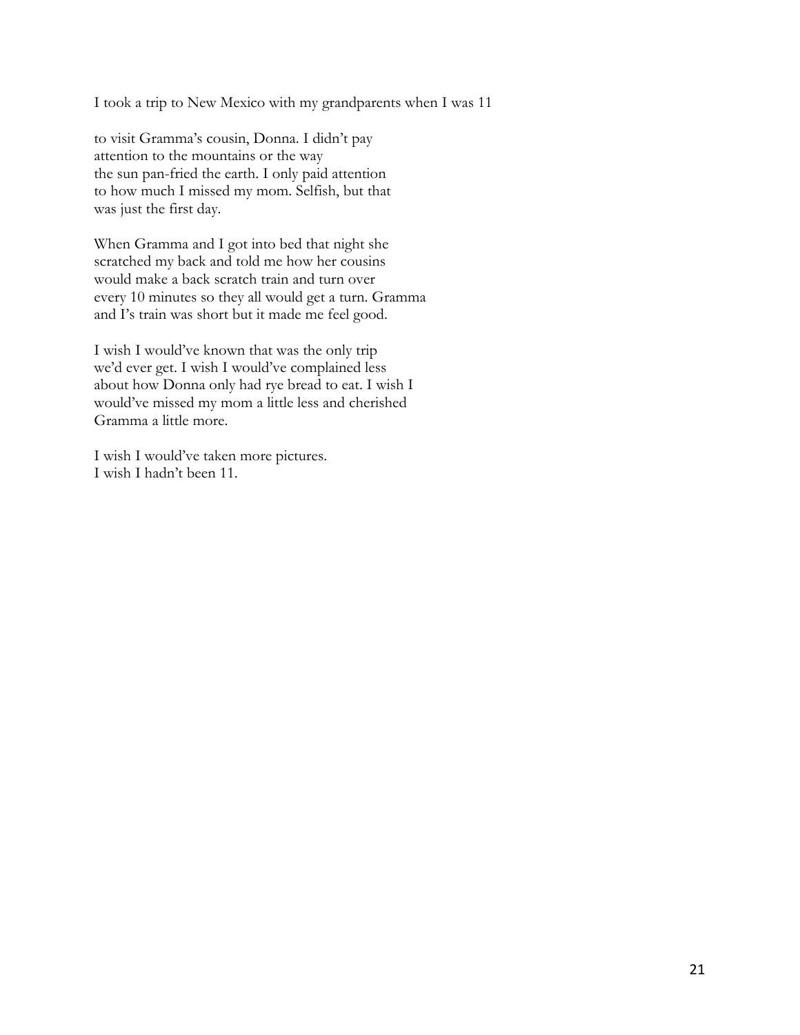I took a trip to New Mexico with my grandparents when I was 11

to visit Gramma's cousin, Donna. I didn't pay
attention to the mountains or the way
the sun pan-fried the earth. I only paid attention
to how much I missed my mom. Selfish, but that
was just the first day.

When Gramma and I got into bed that night she
scratched my back and told me how her cousins
would make a back scratch train and turn over
every 10 minutes so they all would get a turn. Gramma
and I's train was short but it made me feel good.

I wish I would've known that was the only trip
we'd ever get. I wish I would've complained less
about how Donna only had rye bread to eat. I wish I
would've missed my mom a little less and cherished
Gramma a little more.

I wish I would've taken more pictures.
I wish I hadn't been 11.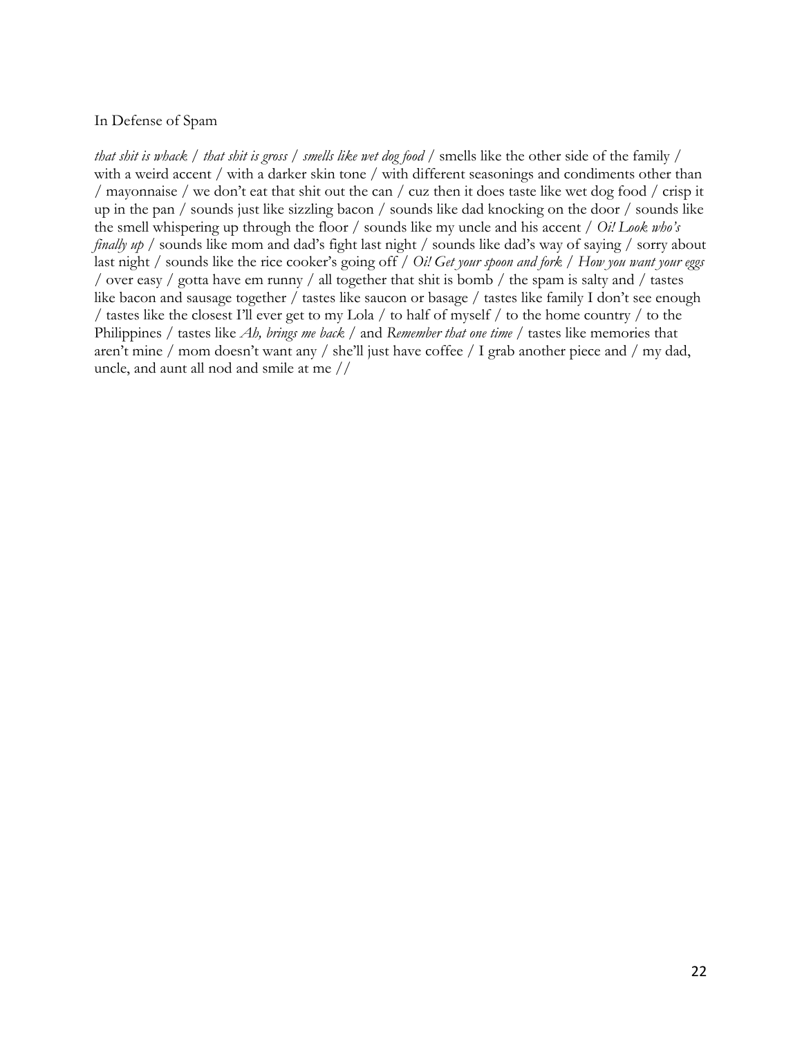# In Defense of Spam

*that shit is whack* / *that shit is gross* / *smells like wet dog food* / smells like the other side of the family / with a weird accent / with a darker skin tone / with different seasonings and condiments other than / mayonnaise / we don't eat that shit out the can / cuz then it does taste like wet dog food / crisp it up in the pan / sounds just like sizzling bacon / sounds like dad knocking on the door / sounds like the smell whispering up through the floor / sounds like my uncle and his accent / *Oi! Look who's finally up* / sounds like mom and dad's fight last night / sounds like dad's way of saying / sorry about last night / sounds like the rice cooker's going off / *Oi! Get your spoon and fork* / *How you want your eggs* / over easy / gotta have em runny / all together that shit is bomb / the spam is salty and / tastes like bacon and sausage together / tastes like saucon or basage / tastes like family I don't see enough / tastes like the closest I'll ever get to my Lola / to half of myself / to the home country / to the Philippines / tastes like *Ah, brings me back* / and *Remember that one time* / tastes like memories that aren't mine / mom doesn't want any / she'll just have coffee / I grab another piece and / my dad, uncle, and aunt all nod and smile at me //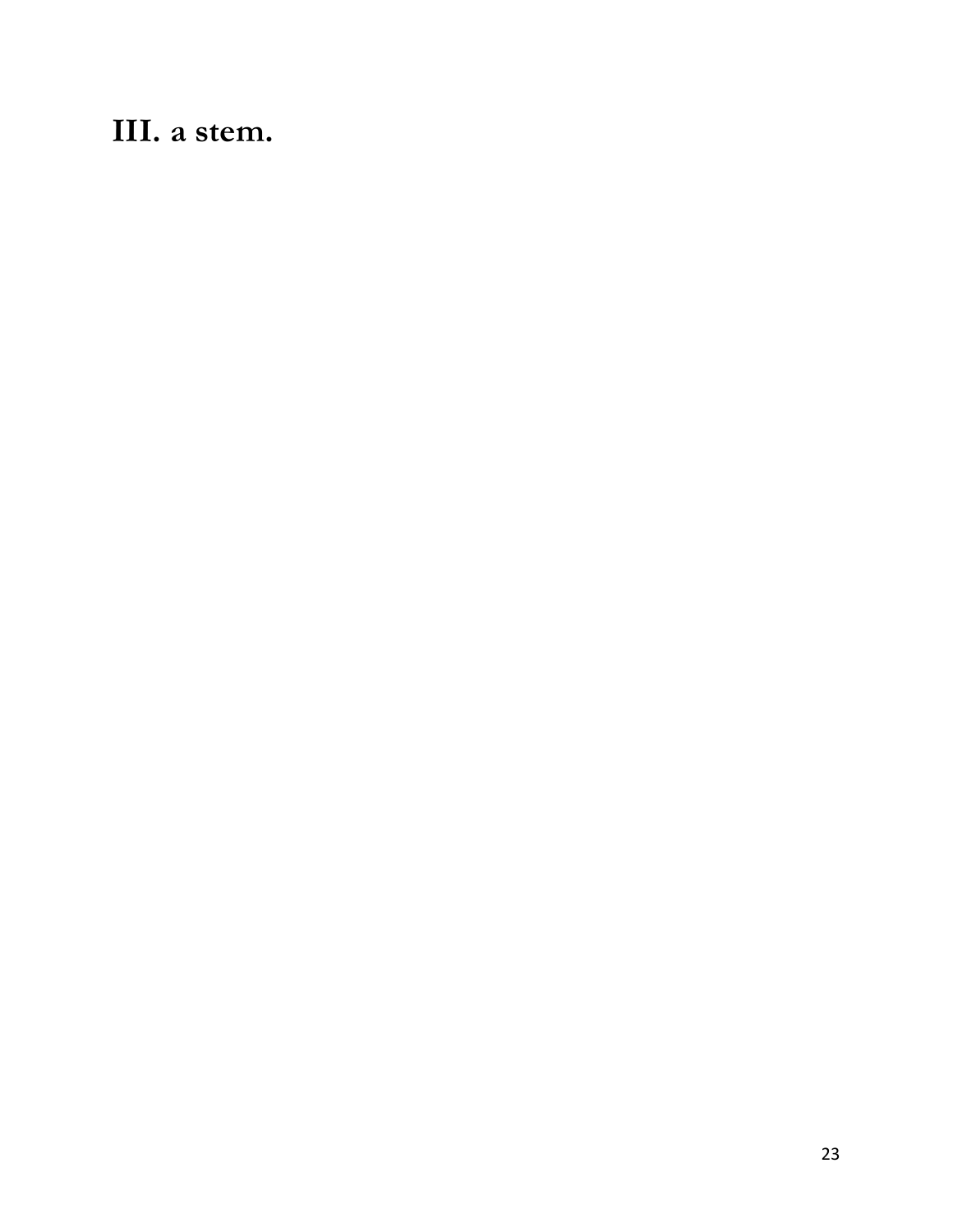# III. a stem.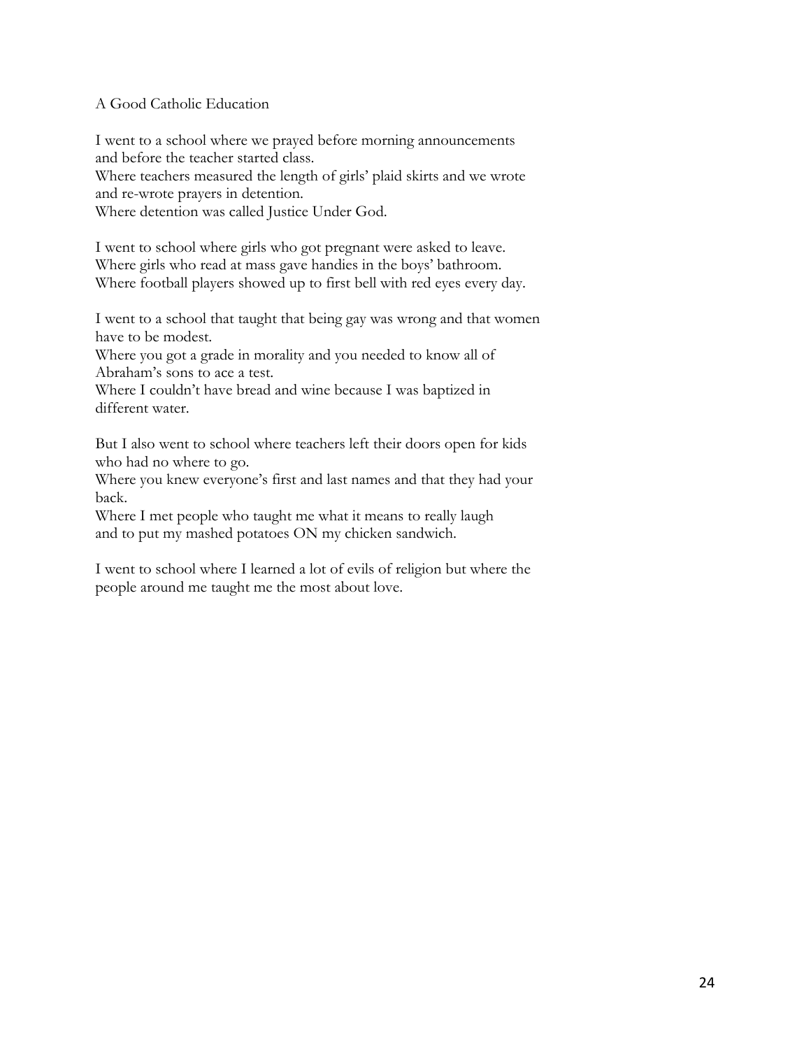## A Good Catholic Education

I went to a school where we prayed before morning announcements
and before the teacher started class.
Where teachers measured the length of girls' plaid skirts and we wrote
and re-wrote prayers in detention.
Where detention was called Justice Under God.

I went to school where girls who got pregnant were asked to leave.
Where girls who read at mass gave handies in the boys' bathroom.
Where football players showed up to first bell with red eyes every day.

I went to a school that taught that being gay was wrong and that women
have to be modest.
Where you got a grade in morality and you needed to know all of
Abraham's sons to ace a test.
Where I couldn't have bread and wine because I was baptized in
different water.

But I also went to school where teachers left their doors open for kids
who had no where to go.
Where you knew everyone's first and last names and that they had your
back.
Where I met people who taught me what it means to really laugh
and to put my mashed potatoes ON my chicken sandwich.

I went to school where I learned a lot of evils of religion but where the
people around me taught me the most about love.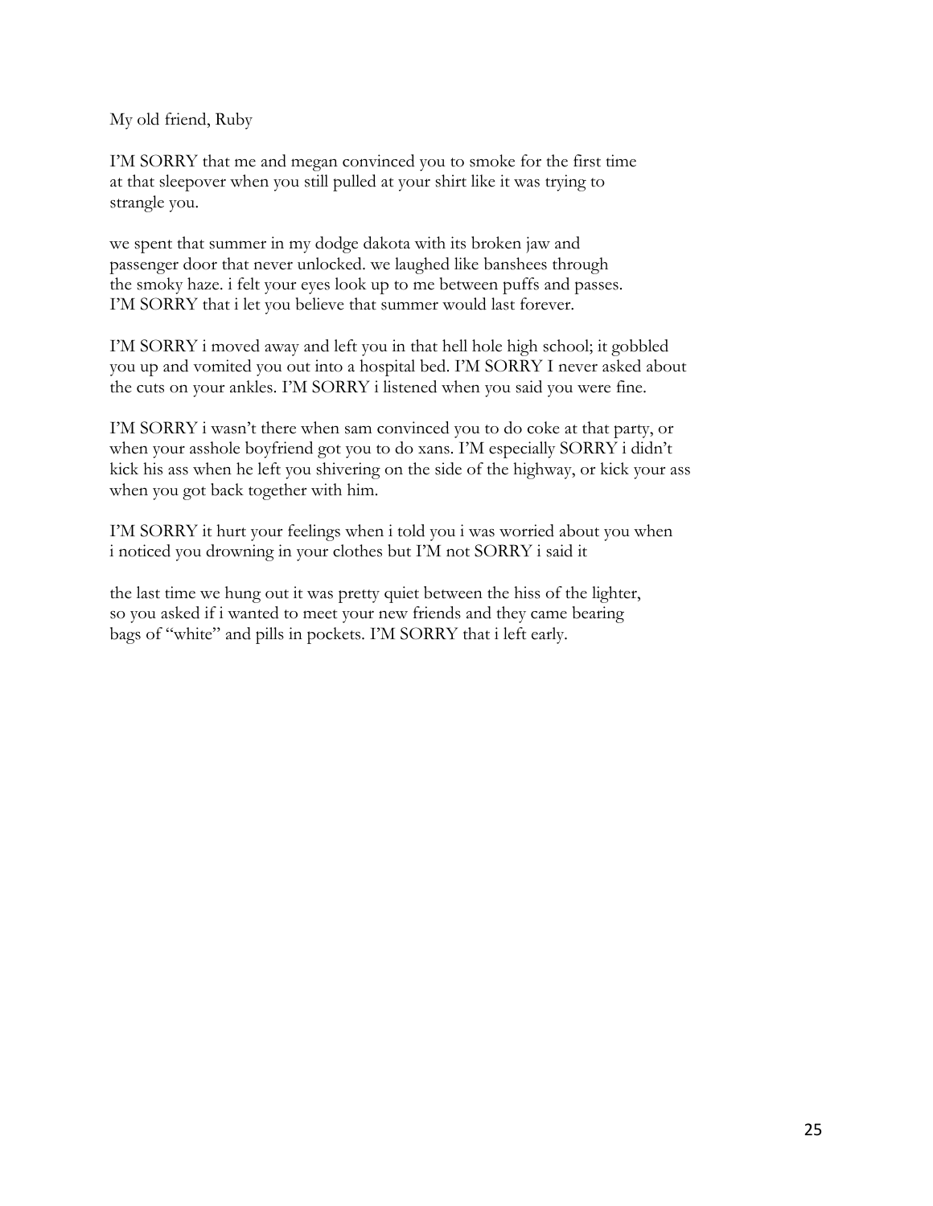My old friend, Ruby

I'M SORRY that me and megan convinced you to smoke for the first time
at that sleepover when you still pulled at your shirt like it was trying to
strangle you.

we spent that summer in my dodge dakota with its broken jaw and
passenger door that never unlocked. we laughed like banshees through
the smoky haze. i felt your eyes look up to me between puffs and passes.
I'M SORRY that i let you believe that summer would last forever.

I'M SORRY i moved away and left you in that hell hole high school; it gobbled
you up and vomited you out into a hospital bed. I'M SORRY I never asked about
the cuts on your ankles. I'M SORRY i listened when you said you were fine.

I'M SORRY i wasn't there when sam convinced you to do coke at that party, or
when your asshole boyfriend got you to do xans. I'M especially SORRY i didn't
kick his ass when he left you shivering on the side of the highway, or kick your ass
when you got back together with him.

I'M SORRY it hurt your feelings when i told you i was worried about you when
i noticed you drowning in your clothes but I'M not SORRY i said it

the last time we hung out it was pretty quiet between the hiss of the lighter,
so you asked if i wanted to meet your new friends and they came bearing
bags of "white" and pills in pockets. I'M SORRY that i left early.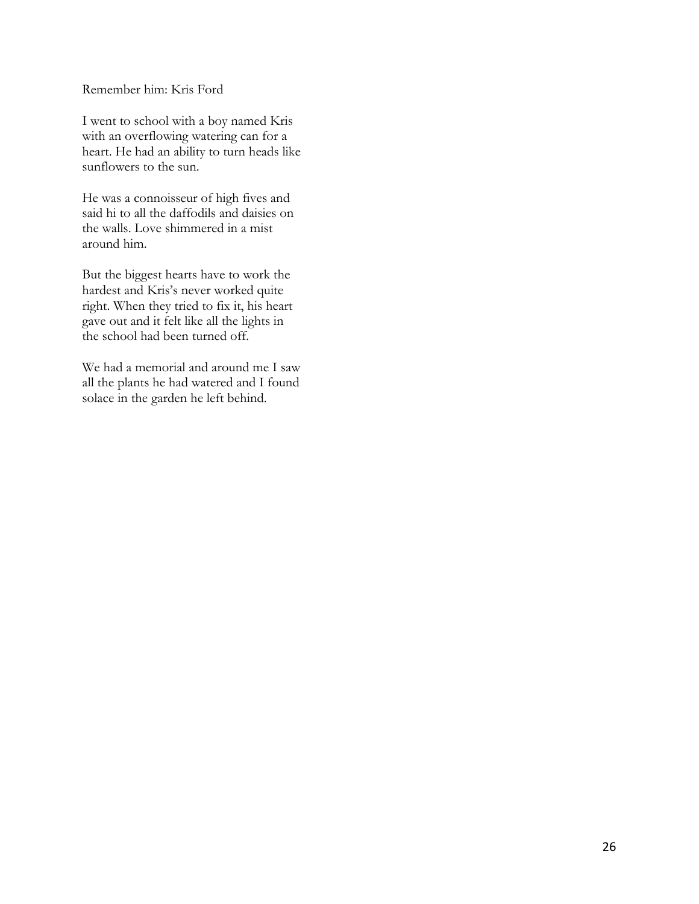Remember him: Kris Ford

I went to school with a boy named Kris with an overflowing watering can for a heart. He had an ability to turn heads like sunflowers to the sun.

He was a connoisseur of high fives and said hi to all the daffodils and daisies on the walls. Love shimmered in a mist around him.

But the biggest hearts have to work the hardest and Kris's never worked quite right. When they tried to fix it, his heart gave out and it felt like all the lights in the school had been turned off.

We had a memorial and around me I saw all the plants he had watered and I found solace in the garden he left behind.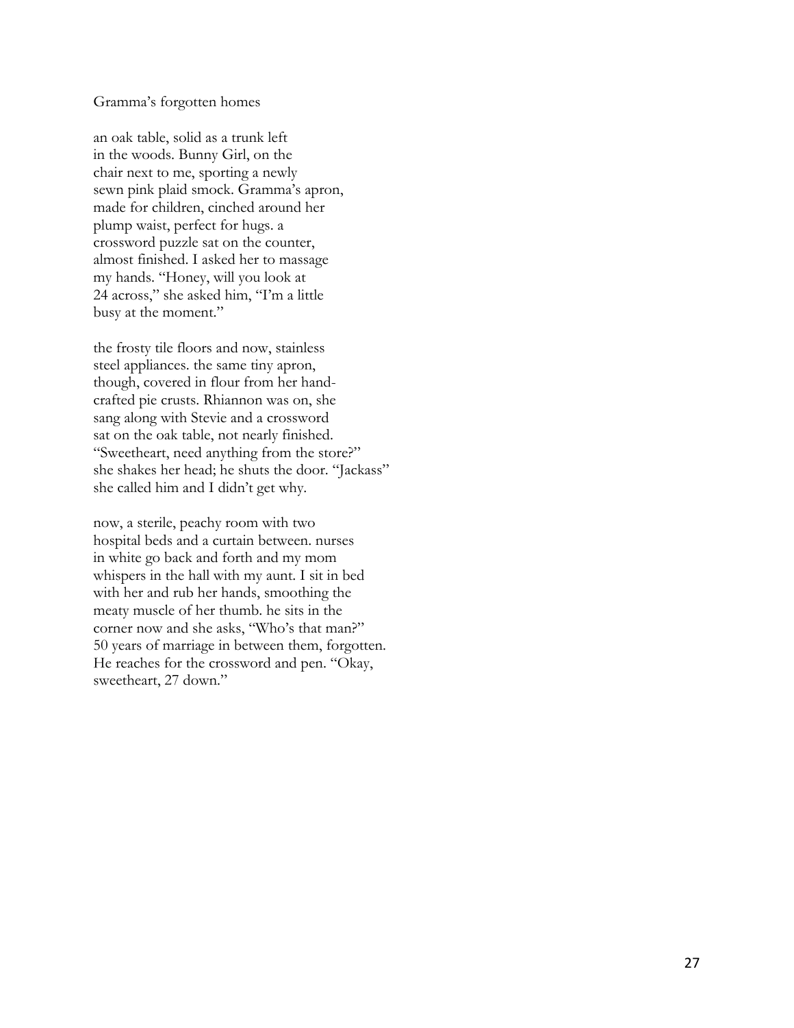Gramma's forgotten homes

an oak table, solid as a trunk left
in the woods. Bunny Girl, on the
chair next to me, sporting a newly
sewn pink plaid smock. Gramma's apron,
made for children, cinched around her
plump waist, perfect for hugs. a
crossword puzzle sat on the counter,
almost finished. I asked her to massage
my hands. "Honey, will you look at
24 across," she asked him, "I'm a little
busy at the moment."

the frosty tile floors and now, stainless
steel appliances. the same tiny apron,
though, covered in flour from her hand-
crafted pie crusts. Rhiannon was on, she
sang along with Stevie and a crossword
sat on the oak table, not nearly finished.
"Sweetheart, need anything from the store?"
she shakes her head; he shuts the door. "Jackass"
she called him and I didn't get why.

now, a sterile, peachy room with two
hospital beds and a curtain between. nurses
in white go back and forth and my mom
whispers in the hall with my aunt. I sit in bed
with her and rub her hands, smoothing the
meaty muscle of her thumb. he sits in the
corner now and she asks, "Who's that man?"
50 years of marriage in between them, forgotten.
He reaches for the crossword and pen. "Okay,
sweetheart, 27 down."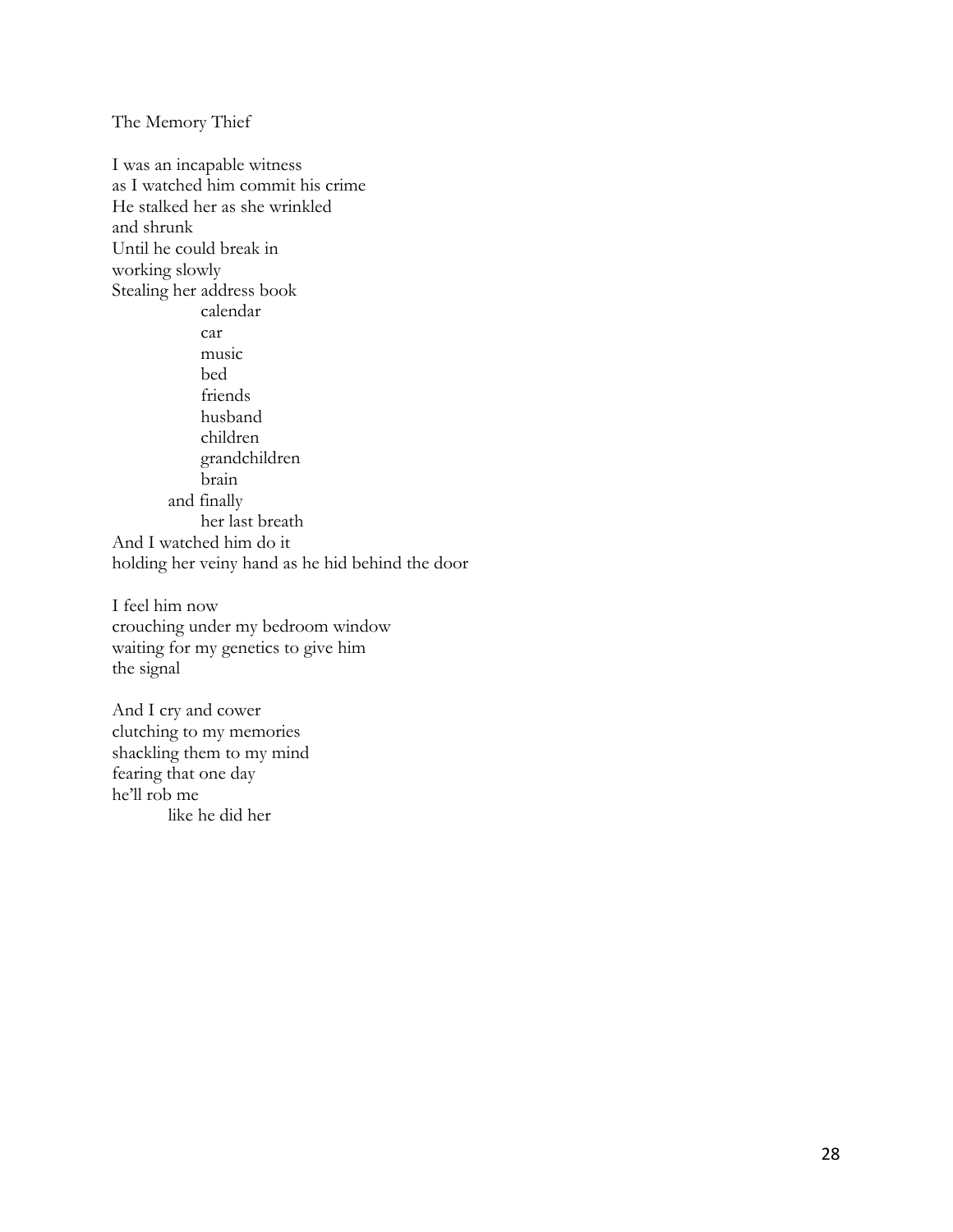# The Memory Thief

I was an incapable witness  
as I watched him commit his crime  
He stalked her as she wrinkled  
and shrunk  
Until he could break in  
working slowly  
Stealing her address book  
&emsp;&emsp;&emsp;&emsp;calendar  
&emsp;&emsp;&emsp;&emsp;car  
&emsp;&emsp;&emsp;&emsp;music  
&emsp;&emsp;&emsp;&emsp;bed  
&emsp;&emsp;&emsp;&emsp;friends  
&emsp;&emsp;&emsp;&emsp;husband  
&emsp;&emsp;&emsp;&emsp;children  
&emsp;&emsp;&emsp;&emsp;grandchildren  
&emsp;&emsp;&emsp;&emsp;brain  
&emsp;&emsp;and finally  
&emsp;&emsp;&emsp;&emsp;her last breath  
And I watched him do it  
holding her veiny hand as he hid behind the door

I feel him now  
crouching under my bedroom window  
waiting for my genetics to give him  
the signal

And I cry and cower  
clutching to my memories  
shackling them to my mind  
fearing that one day  
he'll rob me  
&emsp;&emsp;like he did her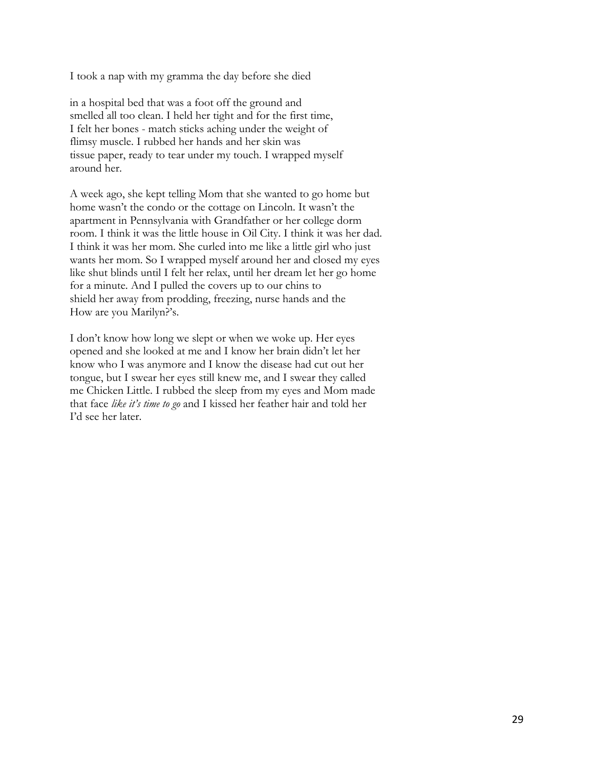I took a nap with my gramma the day before she died

in a hospital bed that was a foot off the ground and
smelled all too clean. I held her tight and for the first time,
I felt her bones - match sticks aching under the weight of
flimsy muscle. I rubbed her hands and her skin was
tissue paper, ready to tear under my touch. I wrapped myself
around her.

A week ago, she kept telling Mom that she wanted to go home but
home wasn't the condo or the cottage on Lincoln. It wasn't the
apartment in Pennsylvania with Grandfather or her college dorm
room. I think it was the little house in Oil City. I think it was her dad.
I think it was her mom. She curled into me like a little girl who just
wants her mom. So I wrapped myself around her and closed my eyes
like shut blinds until I felt her relax, until her dream let her go home
for a minute. And I pulled the covers up to our chins to
shield her away from prodding, freezing, nurse hands and the
How are you Marilyn?'s.

I don't know how long we slept or when we woke up. Her eyes
opened and she looked at me and I know her brain didn't let her
know who I was anymore and I know the disease had cut out her
tongue, but I swear her eyes still knew me, and I swear they called
me Chicken Little. I rubbed the sleep from my eyes and Mom made
that face *like it's time to go* and I kissed her feather hair and told her
I'd see her later.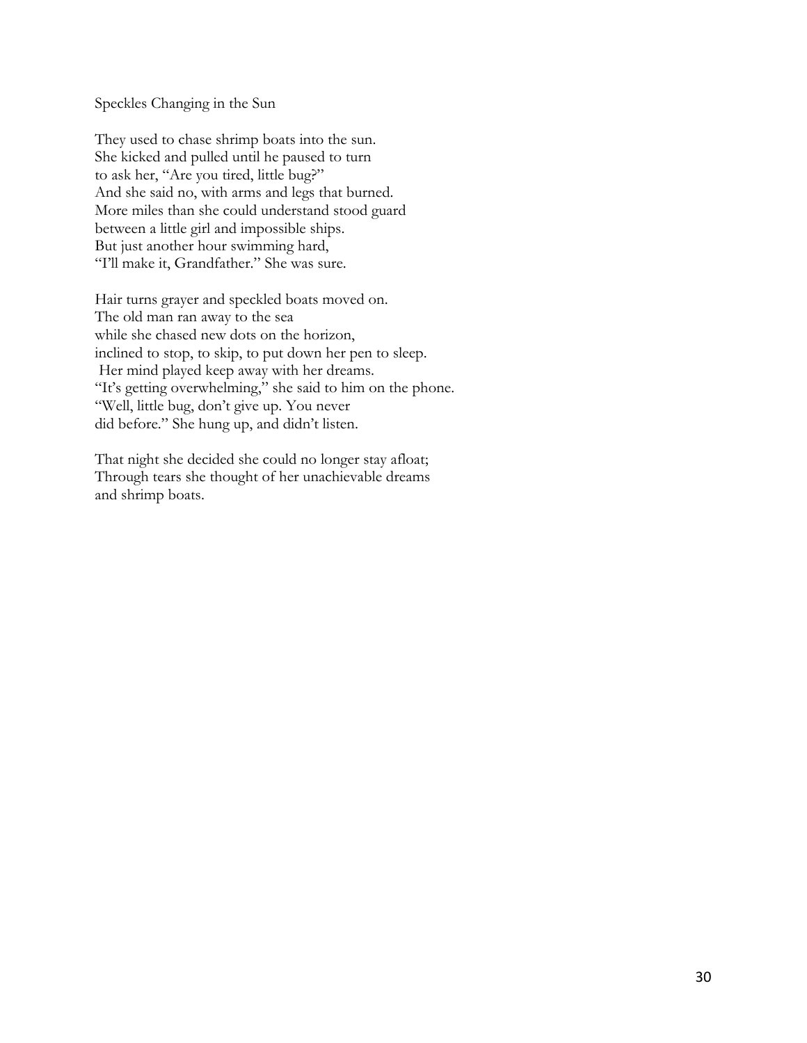## Speckles Changing in the Sun

They used to chase shrimp boats into the sun.  
She kicked and pulled until he paused to turn  
to ask her, "Are you tired, little bug?"  
And she said no, with arms and legs that burned.  
More miles than she could understand stood guard  
between a little girl and impossible ships.  
But just another hour swimming hard,  
"I'll make it, Grandfather." She was sure.

Hair turns grayer and speckled boats moved on.  
The old man ran away to the sea  
while she chased new dots on the horizon,  
inclined to stop, to skip, to put down her pen to sleep.  
Her mind played keep away with her dreams.  
"It's getting overwhelming," she said to him on the phone.  
"Well, little bug, don't give up. You never  
did before." She hung up, and didn't listen.

That night she decided she could no longer stay afloat;  
Through tears she thought of her unachievable dreams  
and shrimp boats.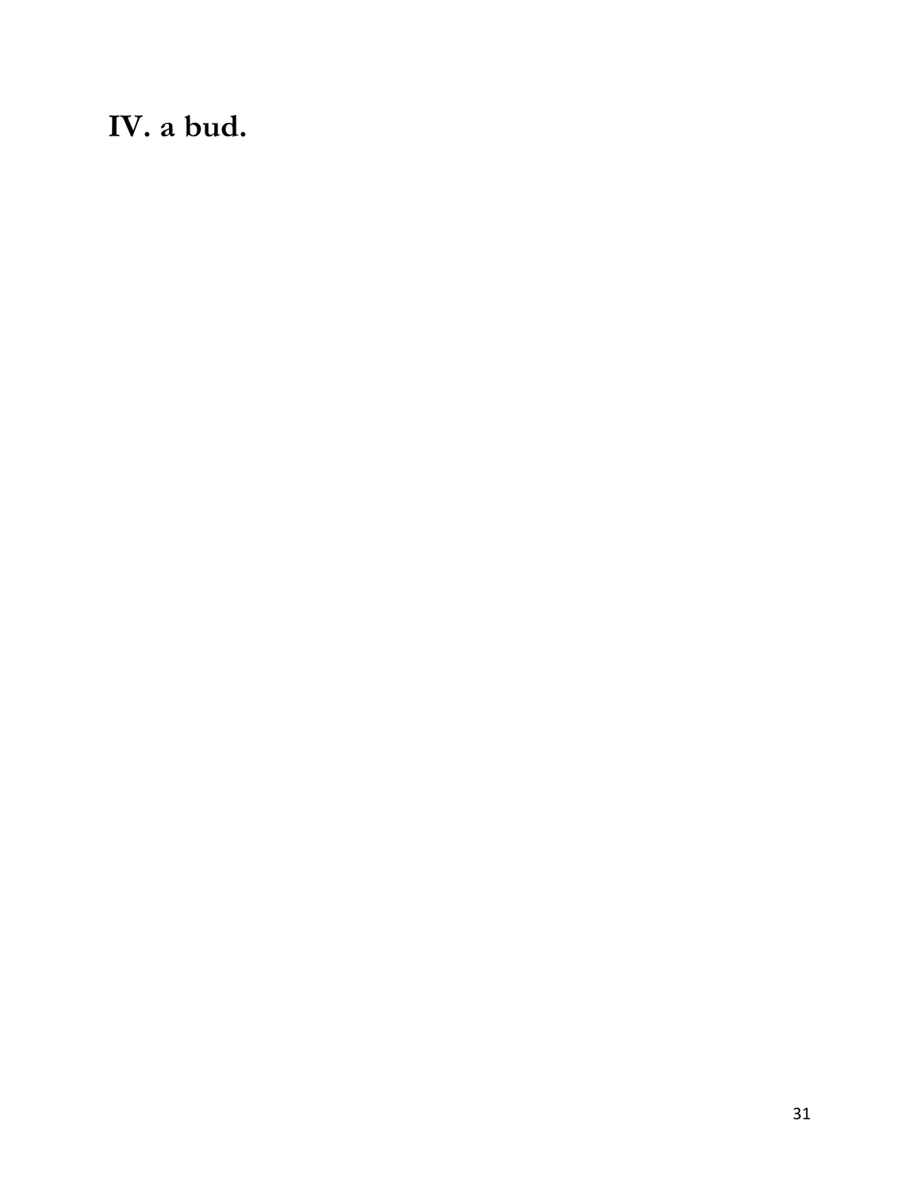# IV. a bud.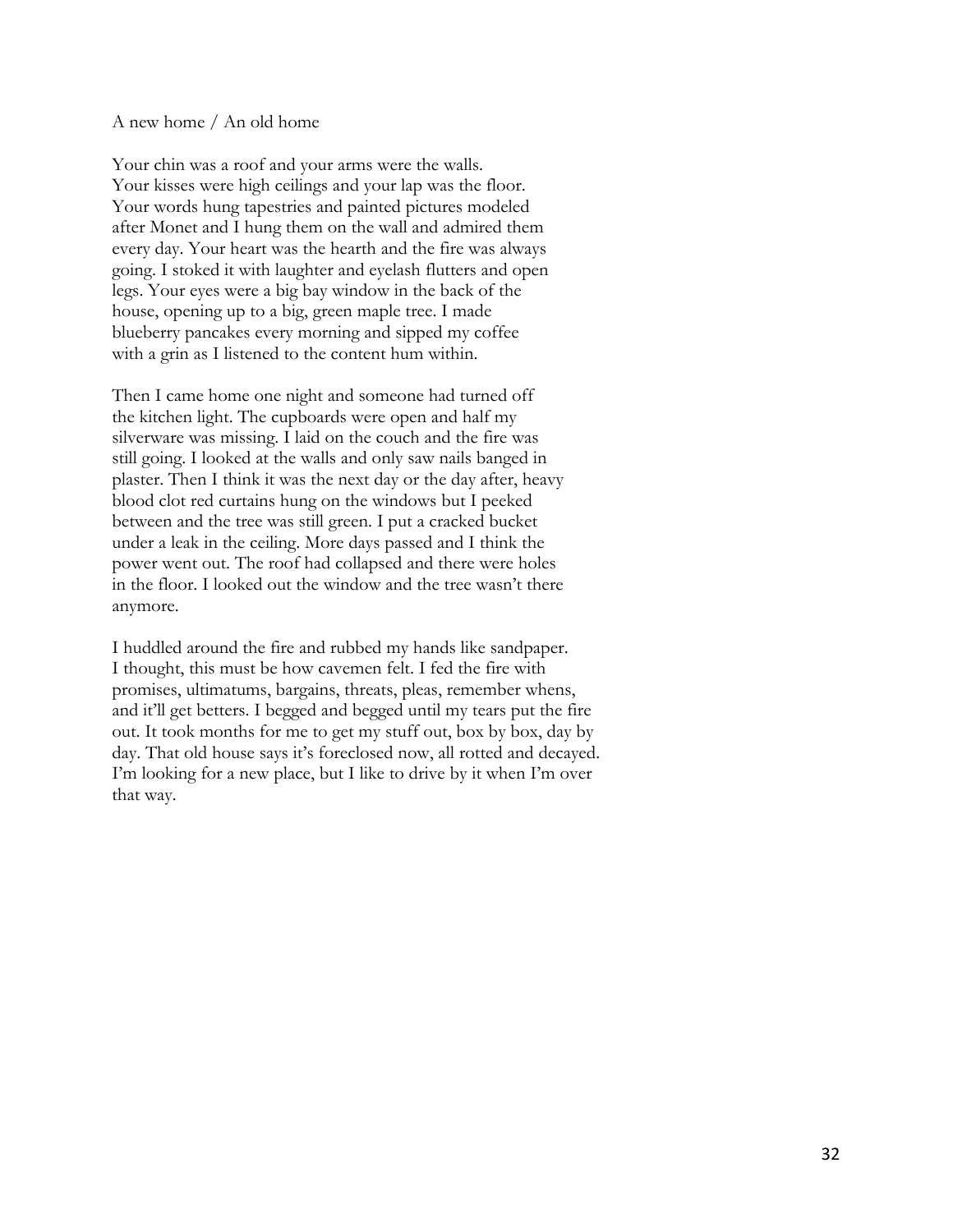A new home / An old home

Your chin was a roof and your arms were the walls.
Your kisses were high ceilings and your lap was the floor.
Your words hung tapestries and painted pictures modeled
after Monet and I hung them on the wall and admired them
every day. Your heart was the hearth and the fire was always
going. I stoked it with laughter and eyelash flutters and open
legs. Your eyes were a big bay window in the back of the
house, opening up to a big, green maple tree. I made
blueberry pancakes every morning and sipped my coffee
with a grin as I listened to the content hum within.

Then I came home one night and someone had turned off
the kitchen light. The cupboards were open and half my
silverware was missing. I laid on the couch and the fire was
still going. I looked at the walls and only saw nails banged in
plaster. Then I think it was the next day or the day after, heavy
blood clot red curtains hung on the windows but I peeked
between and the tree was still green. I put a cracked bucket
under a leak in the ceiling. More days passed and I think the
power went out. The roof had collapsed and there were holes
in the floor. I looked out the window and the tree wasn't there
anymore.

I huddled around the fire and rubbed my hands like sandpaper.
I thought, this must be how cavemen felt. I fed the fire with
promises, ultimatums, bargains, threats, pleas, remember whens,
and it'll get betters. I begged and begged until my tears put the fire
out. It took months for me to get my stuff out, box by box, day by
day. That old house says it's foreclosed now, all rotted and decayed.
I'm looking for a new place, but I like to drive by it when I'm over
that way.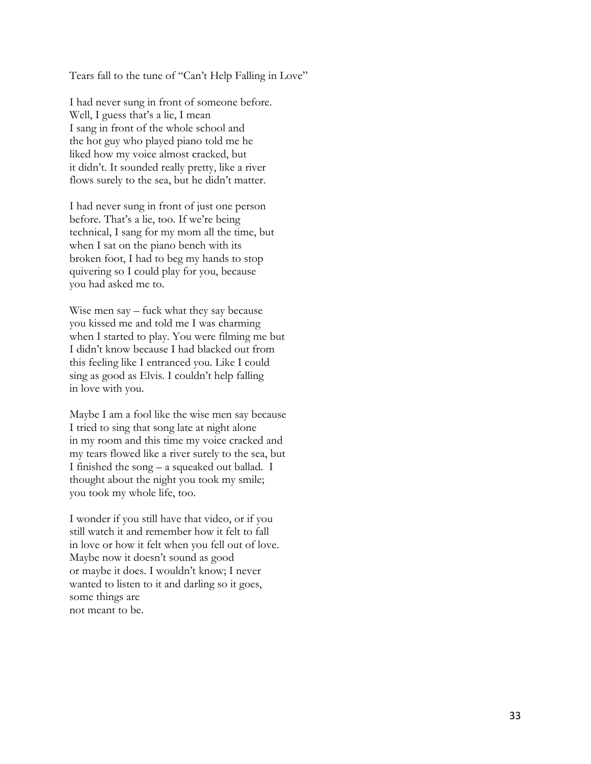Tears fall to the tune of "Can't Help Falling in Love"

I had never sung in front of someone before.
Well, I guess that's a lie, I mean
I sang in front of the whole school and
the hot guy who played piano told me he
liked how my voice almost cracked, but
it didn't. It sounded really pretty, like a river
flows surely to the sea, but he didn't matter.

I had never sung in front of just one person
before. That's a lie, too. If we're being
technical, I sang for my mom all the time, but
when I sat on the piano bench with its
broken foot, I had to beg my hands to stop
quivering so I could play for you, because
you had asked me to.

Wise men say – fuck what they say because
you kissed me and told me I was charming
when I started to play. You were filming me but
I didn't know because I had blacked out from
this feeling like I entranced you. Like I could
sing as good as Elvis. I couldn't help falling
in love with you.

Maybe I am a fool like the wise men say because
I tried to sing that song late at night alone
in my room and this time my voice cracked and
my tears flowed like a river surely to the sea, but
I finished the song – a squeaked out ballad. I
thought about the night you took my smile;
you took my whole life, too.

I wonder if you still have that video, or if you
still watch it and remember how it felt to fall
in love or how it felt when you fell out of love.
Maybe now it doesn't sound as good
or maybe it does. I wouldn't know; I never
wanted to listen to it and darling so it goes,
some things are
not meant to be.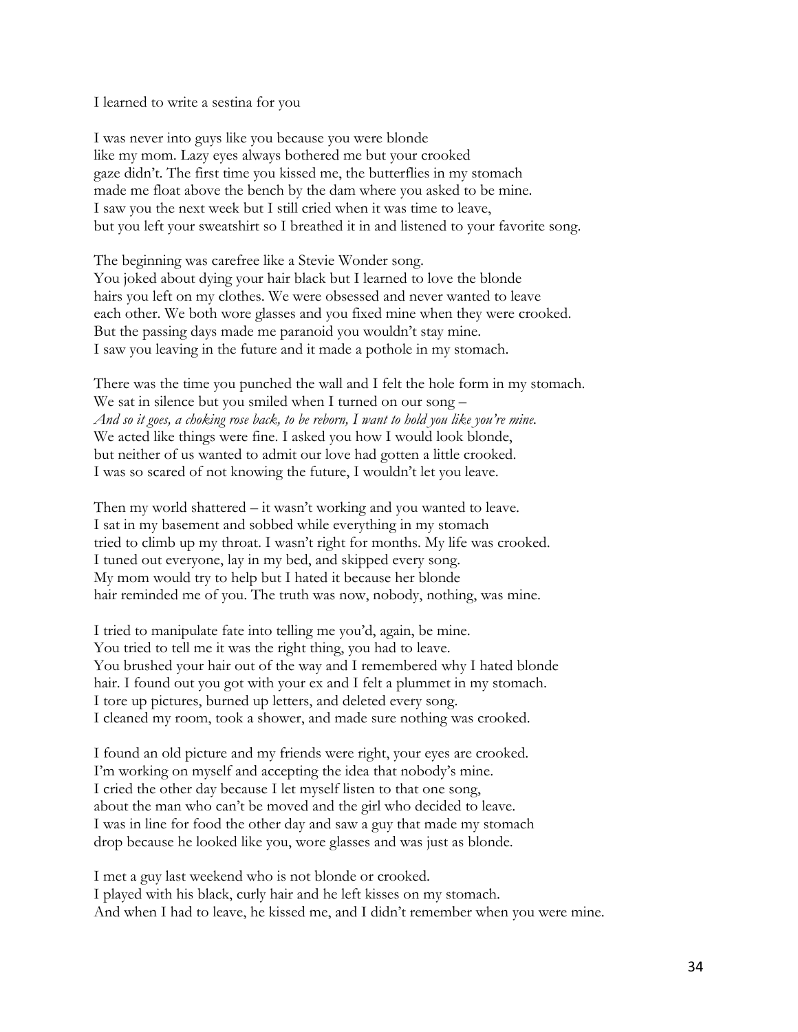I learned to write a sestina for you

I was never into guys like you because you were blonde  
like my mom. Lazy eyes always bothered me but your crooked  
gaze didn't. The first time you kissed me, the butterflies in my stomach  
made me float above the bench by the dam where you asked to be mine.  
I saw you the next week but I still cried when it was time to leave,  
but you left your sweatshirt so I breathed it in and listened to your favorite song.

The beginning was carefree like a Stevie Wonder song.  
You joked about dying your hair black but I learned to love the blonde  
hairs you left on my clothes. We were obsessed and never wanted to leave  
each other. We both wore glasses and you fixed mine when they were crooked.  
But the passing days made me paranoid you wouldn't stay mine.  
I saw you leaving in the future and it made a pothole in my stomach.

There was the time you punched the wall and I felt the hole form in my stomach.  
We sat in silence but you smiled when I turned on our song –  
*And so it goes, a choking rose back, to be reborn, I want to hold you like you're mine.*  
We acted like things were fine. I asked you how I would look blonde,  
but neither of us wanted to admit our love had gotten a little crooked.  
I was so scared of not knowing the future, I wouldn't let you leave.

Then my world shattered – it wasn't working and you wanted to leave.  
I sat in my basement and sobbed while everything in my stomach  
tried to climb up my throat. I wasn't right for months. My life was crooked.  
I tuned out everyone, lay in my bed, and skipped every song.  
My mom would try to help but I hated it because her blonde  
hair reminded me of you. The truth was now, nobody, nothing, was mine.

I tried to manipulate fate into telling me you'd, again, be mine.  
You tried to tell me it was the right thing, you had to leave.  
You brushed your hair out of the way and I remembered why I hated blonde  
hair. I found out you got with your ex and I felt a plummet in my stomach.  
I tore up pictures, burned up letters, and deleted every song.  
I cleaned my room, took a shower, and made sure nothing was crooked.

I found an old picture and my friends were right, your eyes are crooked.  
I'm working on myself and accepting the idea that nobody's mine.  
I cried the other day because I let myself listen to that one song,  
about the man who can't be moved and the girl who decided to leave.  
I was in line for food the other day and saw a guy that made my stomach  
drop because he looked like you, wore glasses and was just as blonde.

I met a guy last weekend who is not blonde or crooked.  
I played with his black, curly hair and he left kisses on my stomach.  
And when I had to leave, he kissed me, and I didn't remember when you were mine.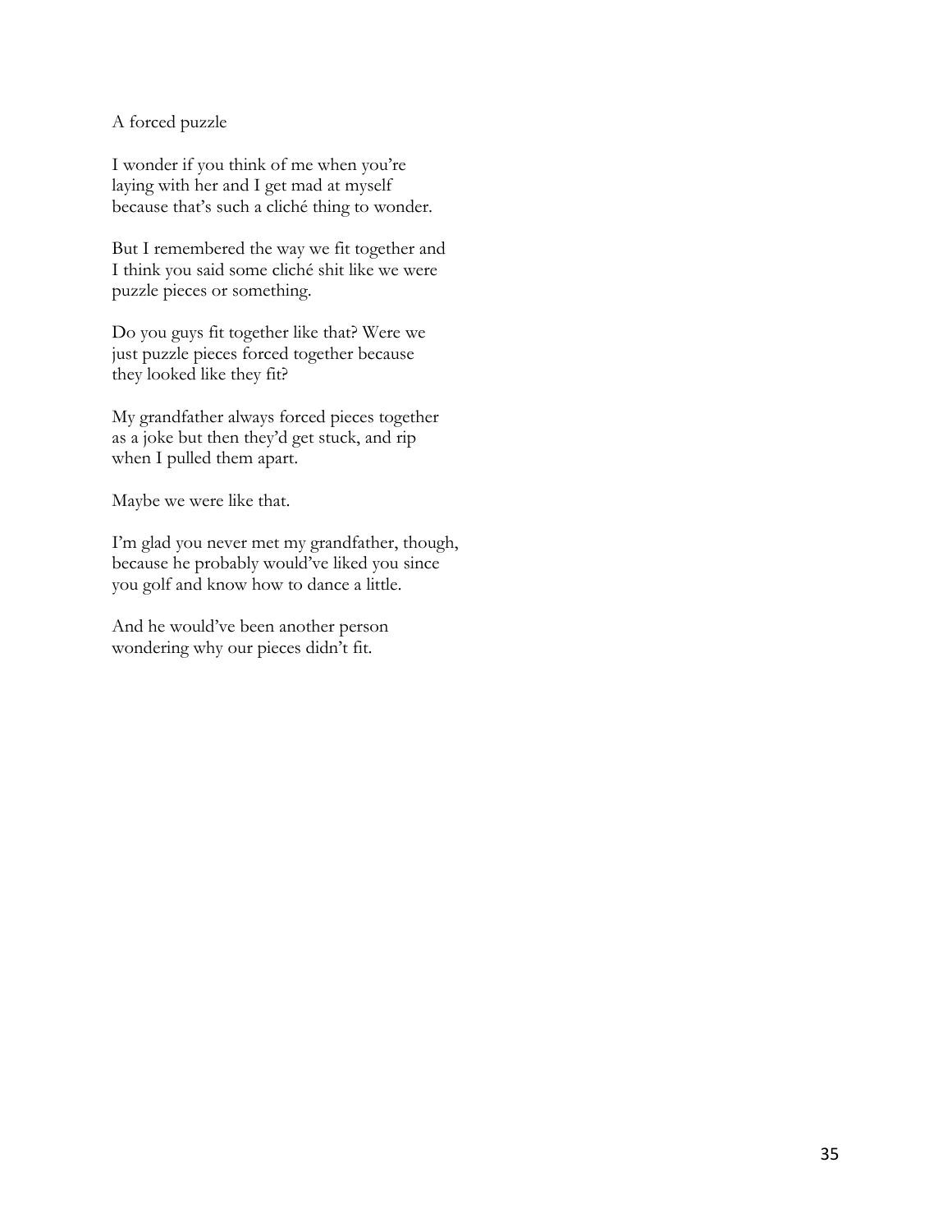A forced puzzle

I wonder if you think of me when you're
laying with her and I get mad at myself
because that's such a cliché thing to wonder.

But I remembered the way we fit together and
I think you said some cliché shit like we were
puzzle pieces or something.

Do you guys fit together like that? Were we
just puzzle pieces forced together because
they looked like they fit?

My grandfather always forced pieces together
as a joke but then they'd get stuck, and rip
when I pulled them apart.

Maybe we were like that.

I'm glad you never met my grandfather, though,
because he probably would've liked you since
you golf and know how to dance a little.

And he would've been another person
wondering why our pieces didn't fit.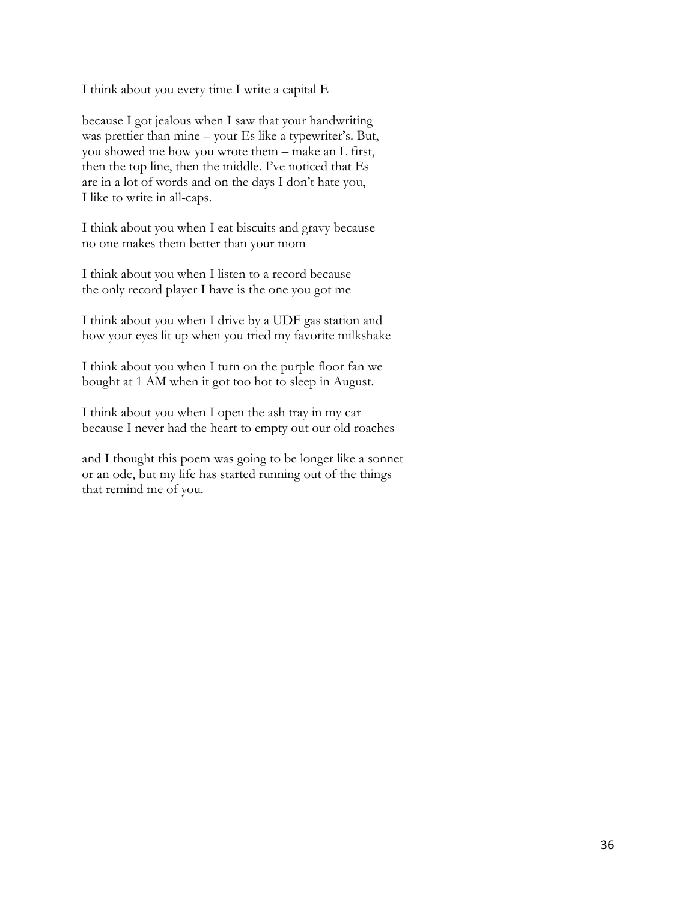I think about you every time I write a capital E

because I got jealous when I saw that your handwriting
was prettier than mine – your Es like a typewriter's. But,
you showed me how you wrote them – make an L first,
then the top line, then the middle. I've noticed that Es
are in a lot of words and on the days I don't hate you,
I like to write in all-caps.

I think about you when I eat biscuits and gravy because
no one makes them better than your mom

I think about you when I listen to a record because
the only record player I have is the one you got me

I think about you when I drive by a UDF gas station and
how your eyes lit up when you tried my favorite milkshake

I think about you when I turn on the purple floor fan we
bought at 1 AM when it got too hot to sleep in August.

I think about you when I open the ash tray in my car
because I never had the heart to empty out our old roaches

and I thought this poem was going to be longer like a sonnet
or an ode, but my life has started running out of the things
that remind me of you.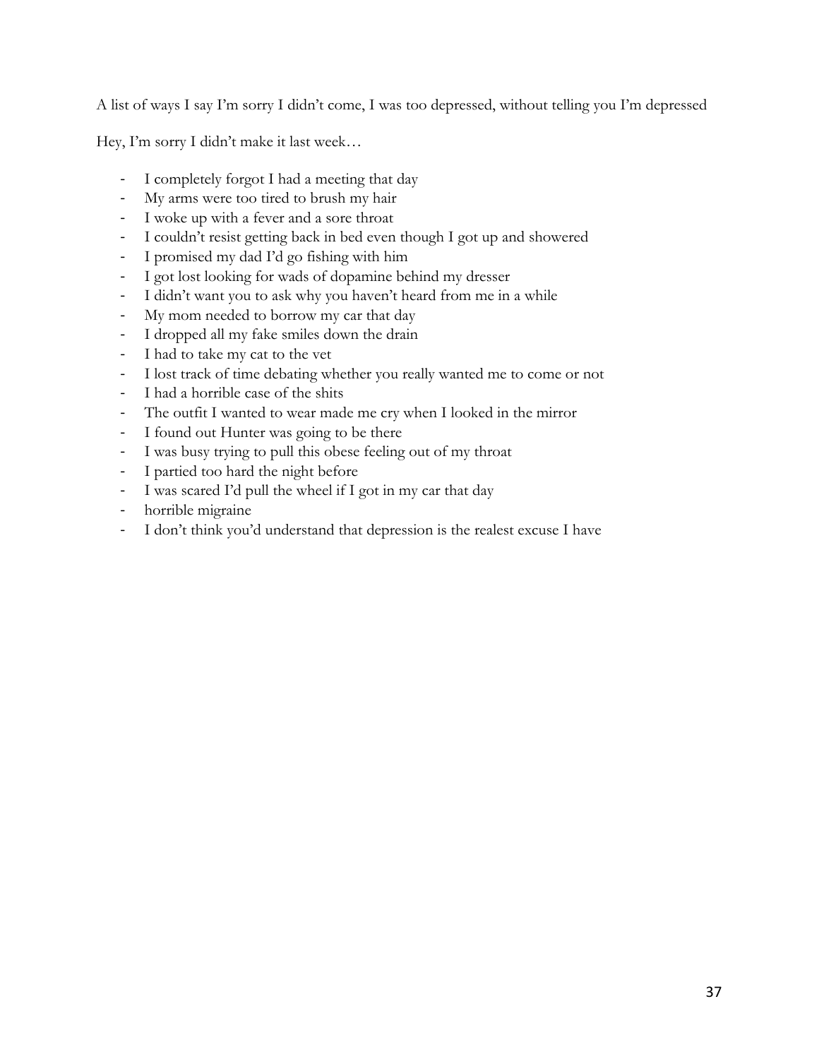A list of ways I say I'm sorry I didn't come, I was too depressed, without telling you I'm depressed

Hey, I'm sorry I didn't make it last week…

- I completely forgot I had a meeting that day
- My arms were too tired to brush my hair
- I woke up with a fever and a sore throat
- I couldn't resist getting back in bed even though I got up and showered
- I promised my dad I'd go fishing with him
- I got lost looking for wads of dopamine behind my dresser
- I didn't want you to ask why you haven't heard from me in a while
- My mom needed to borrow my car that day
- I dropped all my fake smiles down the drain
- I had to take my cat to the vet
- I lost track of time debating whether you really wanted me to come or not
- I had a horrible case of the shits
- The outfit I wanted to wear made me cry when I looked in the mirror
- I found out Hunter was going to be there
- I was busy trying to pull this obese feeling out of my throat
- I partied too hard the night before
- I was scared I'd pull the wheel if I got in my car that day
- horrible migraine
- I don't think you'd understand that depression is the realest excuse I have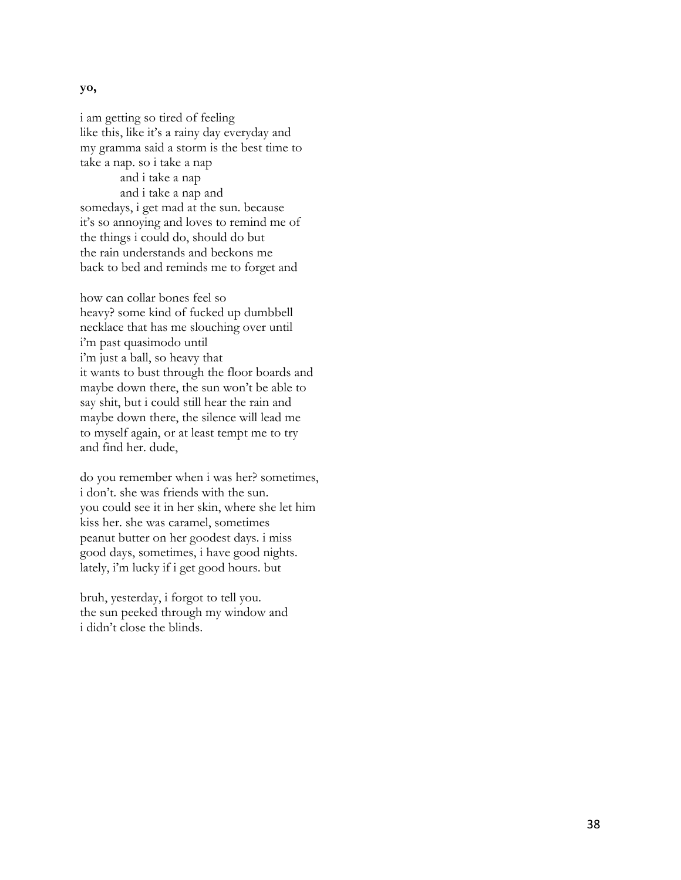**yo,**

i am getting so tired of feeling
like this, like it's a rainy day everyday and
my gramma said a storm is the best time to
take a nap. so i take a nap
&nbsp;&nbsp;&nbsp;&nbsp;&nbsp;&nbsp;&nbsp;&nbsp;and i take a nap
&nbsp;&nbsp;&nbsp;&nbsp;&nbsp;&nbsp;&nbsp;&nbsp;and i take a nap and
somedays, i get mad at the sun. because
it's so annoying and loves to remind me of
the things i could do, should do but
the rain understands and beckons me
back to bed and reminds me to forget and

how can collar bones feel so
heavy? some kind of fucked up dumbbell
necklace that has me slouching over until
i'm past quasimodo until
i'm just a ball, so heavy that
it wants to bust through the floor boards and
maybe down there, the sun won't be able to
say shit, but i could still hear the rain and
maybe down there, the silence will lead me
to myself again, or at least tempt me to try
and find her. dude,

do you remember when i was her? sometimes,
i don't. she was friends with the sun.
you could see it in her skin, where she let him
kiss her. she was caramel, sometimes
peanut butter on her goodest days. i miss
good days, sometimes, i have good nights.
lately, i'm lucky if i get good hours. but

bruh, yesterday, i forgot to tell you.
the sun peeked through my window and
i didn't close the blinds.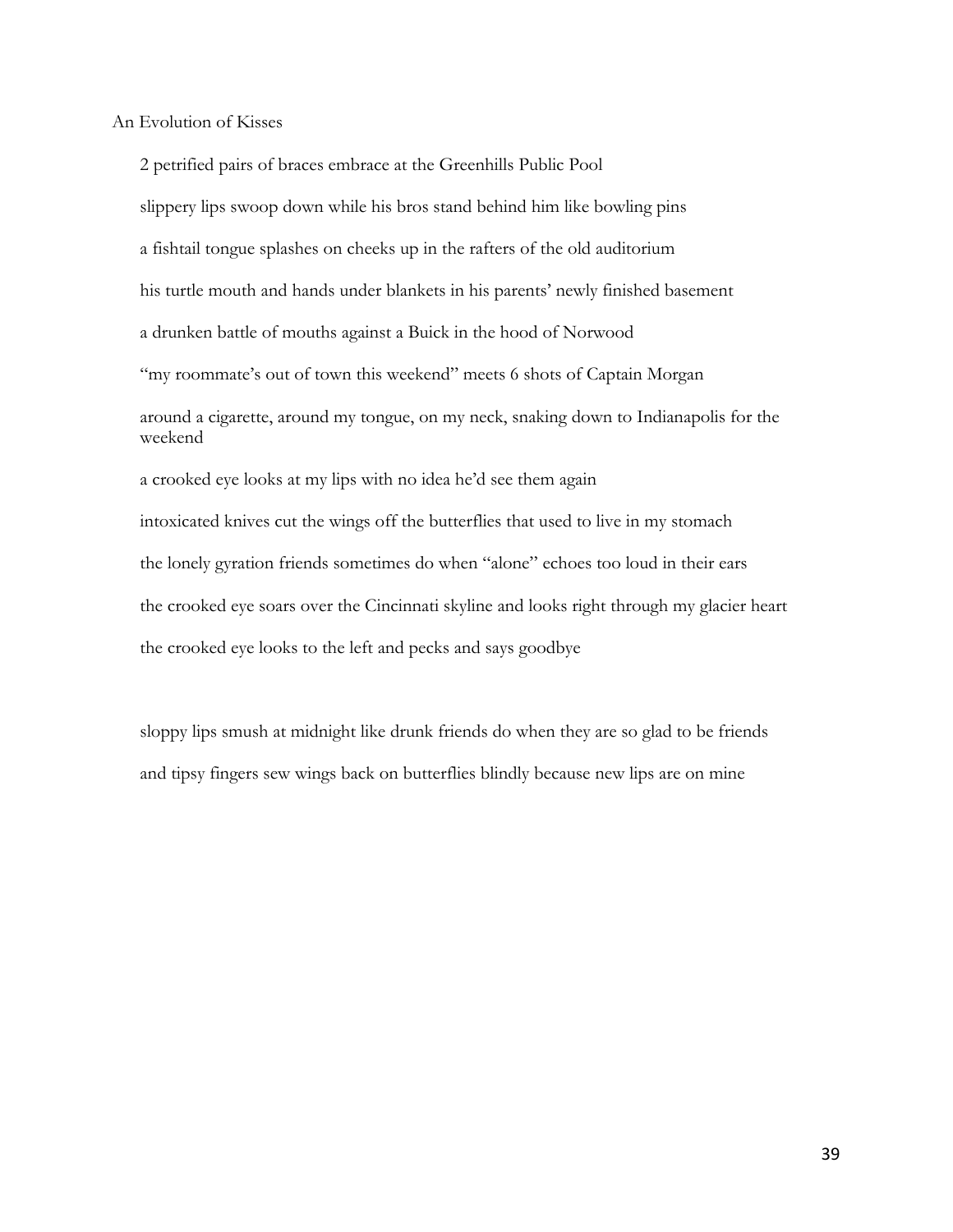## An Evolution of Kisses

2 petrified pairs of braces embrace at the Greenhills Public Pool

slippery lips swoop down while his bros stand behind him like bowling pins

a fishtail tongue splashes on cheeks up in the rafters of the old auditorium

his turtle mouth and hands under blankets in his parents' newly finished basement

a drunken battle of mouths against a Buick in the hood of Norwood

"my roommate's out of town this weekend" meets 6 shots of Captain Morgan

around a cigarette, around my tongue, on my neck, snaking down to Indianapolis for the weekend

a crooked eye looks at my lips with no idea he'd see them again

intoxicated knives cut the wings off the butterflies that used to live in my stomach

the lonely gyration friends sometimes do when "alone" echoes too loud in their ears

the crooked eye soars over the Cincinnati skyline and looks right through my glacier heart

the crooked eye looks to the left and pecks and says goodbye

sloppy lips smush at midnight like drunk friends do when they are so glad to be friends

and tipsy fingers sew wings back on butterflies blindly because new lips are on mine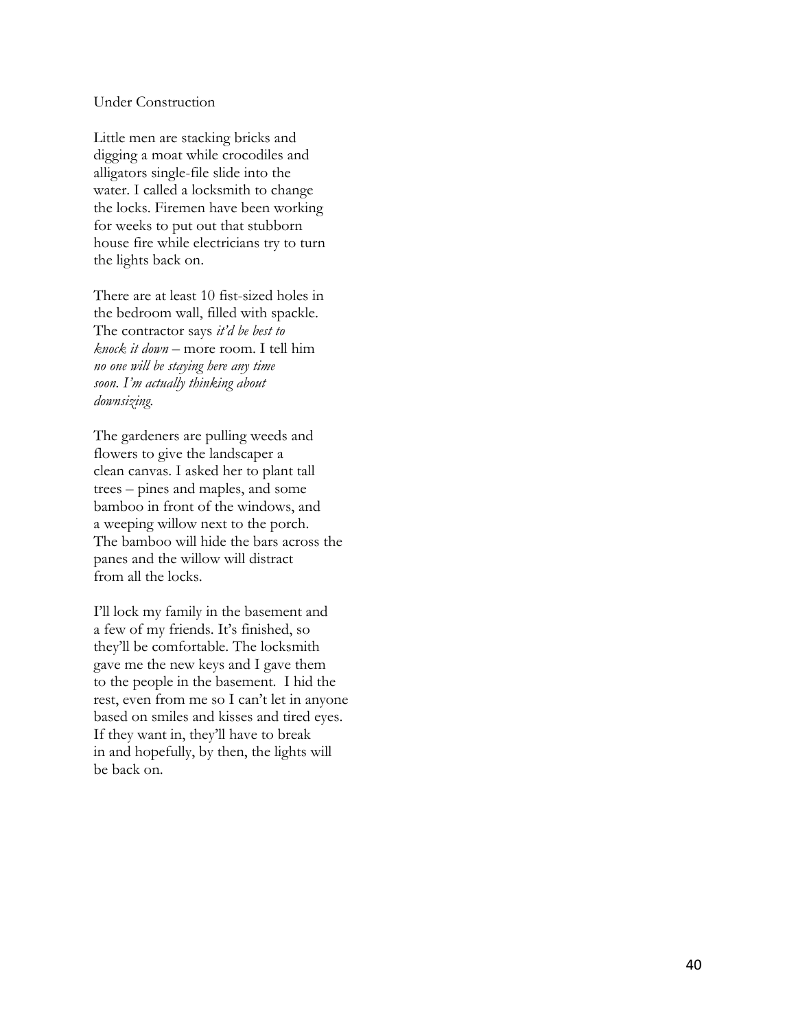## Under Construction

Little men are stacking bricks and  
digging a moat while crocodiles and  
alligators single-file slide into the  
water. I called a locksmith to change  
the locks. Firemen have been working  
for weeks to put out that stubborn  
house fire while electricians try to turn  
the lights back on.

There are at least 10 fist-sized holes in  
the bedroom wall, filled with spackle.  
The contractor says *it'd be best to*  
*knock it down* – more room. I tell him  
*no one will be staying here any time*  
*soon. I'm actually thinking about*  
*downsizing.*

The gardeners are pulling weeds and  
flowers to give the landscaper a  
clean canvas. I asked her to plant tall  
trees – pines and maples, and some  
bamboo in front of the windows, and  
a weeping willow next to the porch.  
The bamboo will hide the bars across the  
panes and the willow will distract  
from all the locks.

I'll lock my family in the basement and  
a few of my friends. It's finished, so  
they'll be comfortable. The locksmith  
gave me the new keys and I gave them  
to the people in the basement. I hid the  
rest, even from me so I can't let in anyone  
based on smiles and kisses and tired eyes.  
If they want in, they'll have to break  
in and hopefully, by then, the lights will  
be back on.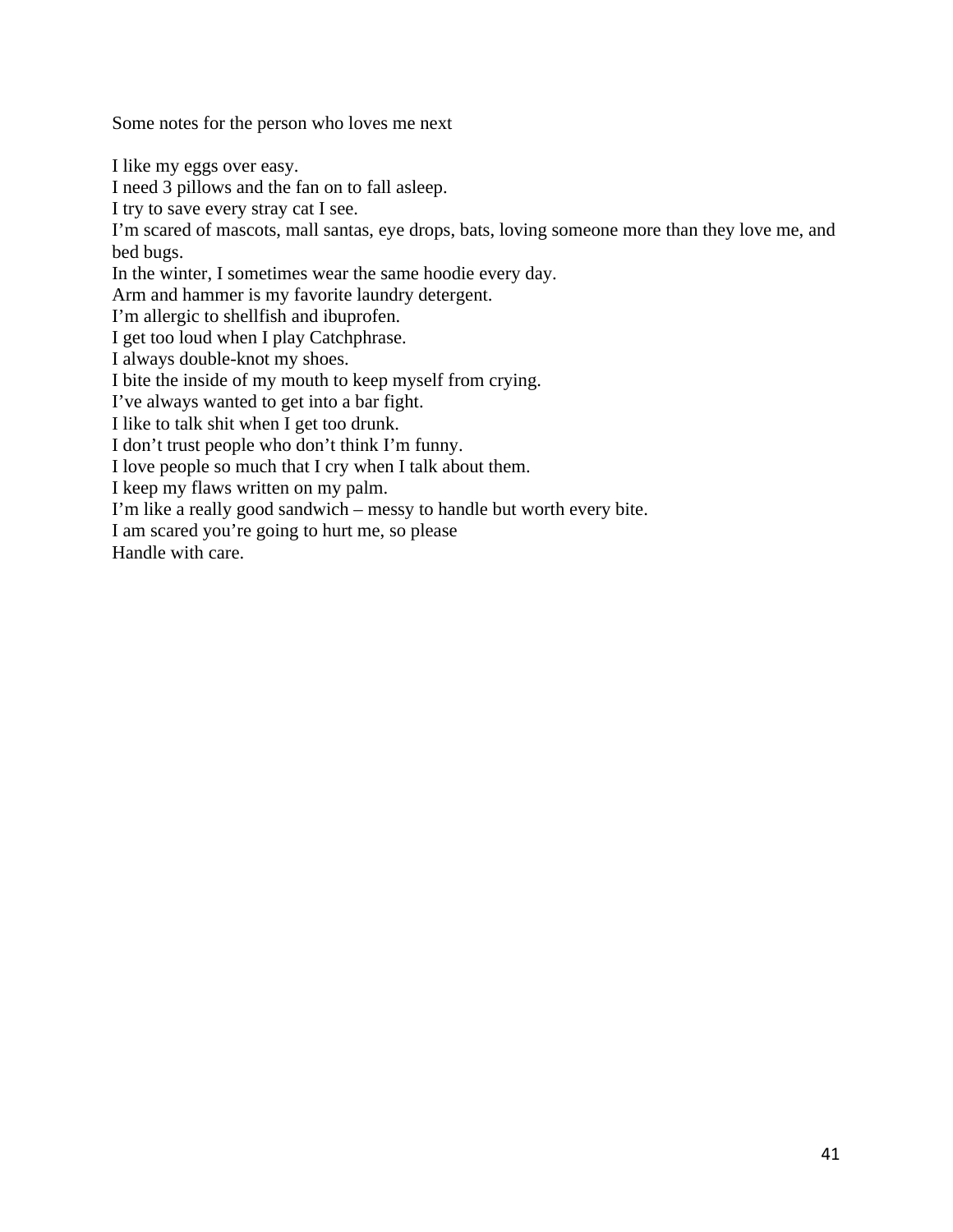Some notes for the person who loves me next

I like my eggs over easy.  
I need 3 pillows and the fan on to fall asleep.  
I try to save every stray cat I see.  
I'm scared of mascots, mall santas, eye drops, bats, loving someone more than they love me, and bed bugs.  
In the winter, I sometimes wear the same hoodie every day.  
Arm and hammer is my favorite laundry detergent.  
I'm allergic to shellfish and ibuprofen.  
I get too loud when I play Catchphrase.  
I always double-knot my shoes.  
I bite the inside of my mouth to keep myself from crying.  
I've always wanted to get into a bar fight.  
I like to talk shit when I get too drunk.  
I don't trust people who don't think I'm funny.  
I love people so much that I cry when I talk about them.  
I keep my flaws written on my palm.  
I'm like a really good sandwich – messy to handle but worth every bite.  
I am scared you're going to hurt me, so please  
Handle with care.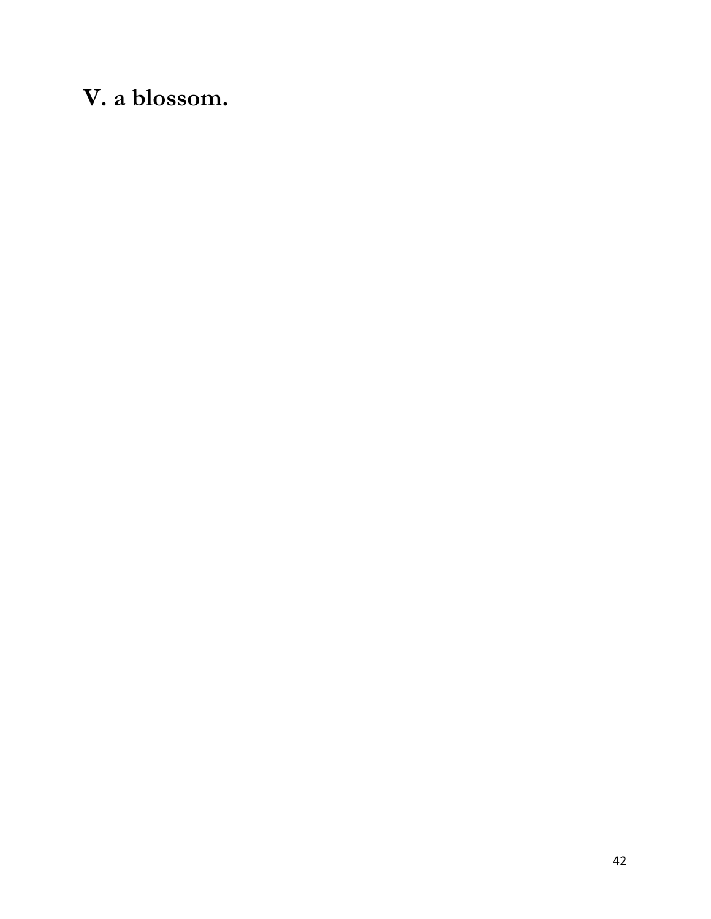# V. a blossom.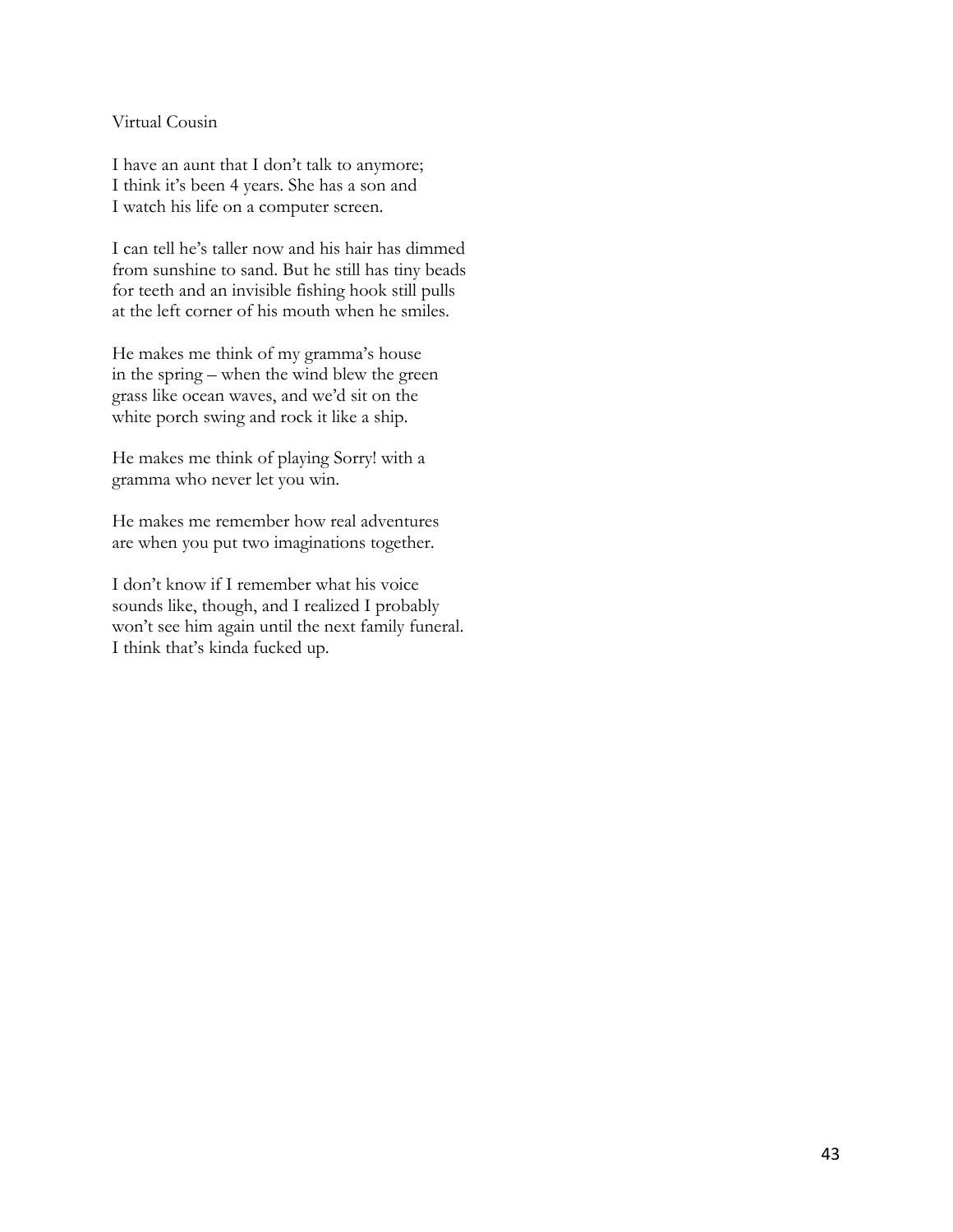Virtual Cousin

I have an aunt that I don't talk to anymore;
I think it's been 4 years. She has a son and
I watch his life on a computer screen.

I can tell he's taller now and his hair has dimmed
from sunshine to sand. But he still has tiny beads
for teeth and an invisible fishing hook still pulls
at the left corner of his mouth when he smiles.

He makes me think of my gramma's house
in the spring – when the wind blew the green
grass like ocean waves, and we'd sit on the
white porch swing and rock it like a ship.

He makes me think of playing Sorry! with a
gramma who never let you win.

He makes me remember how real adventures
are when you put two imaginations together.

I don't know if I remember what his voice
sounds like, though, and I realized I probably
won't see him again until the next family funeral.
I think that's kinda fucked up.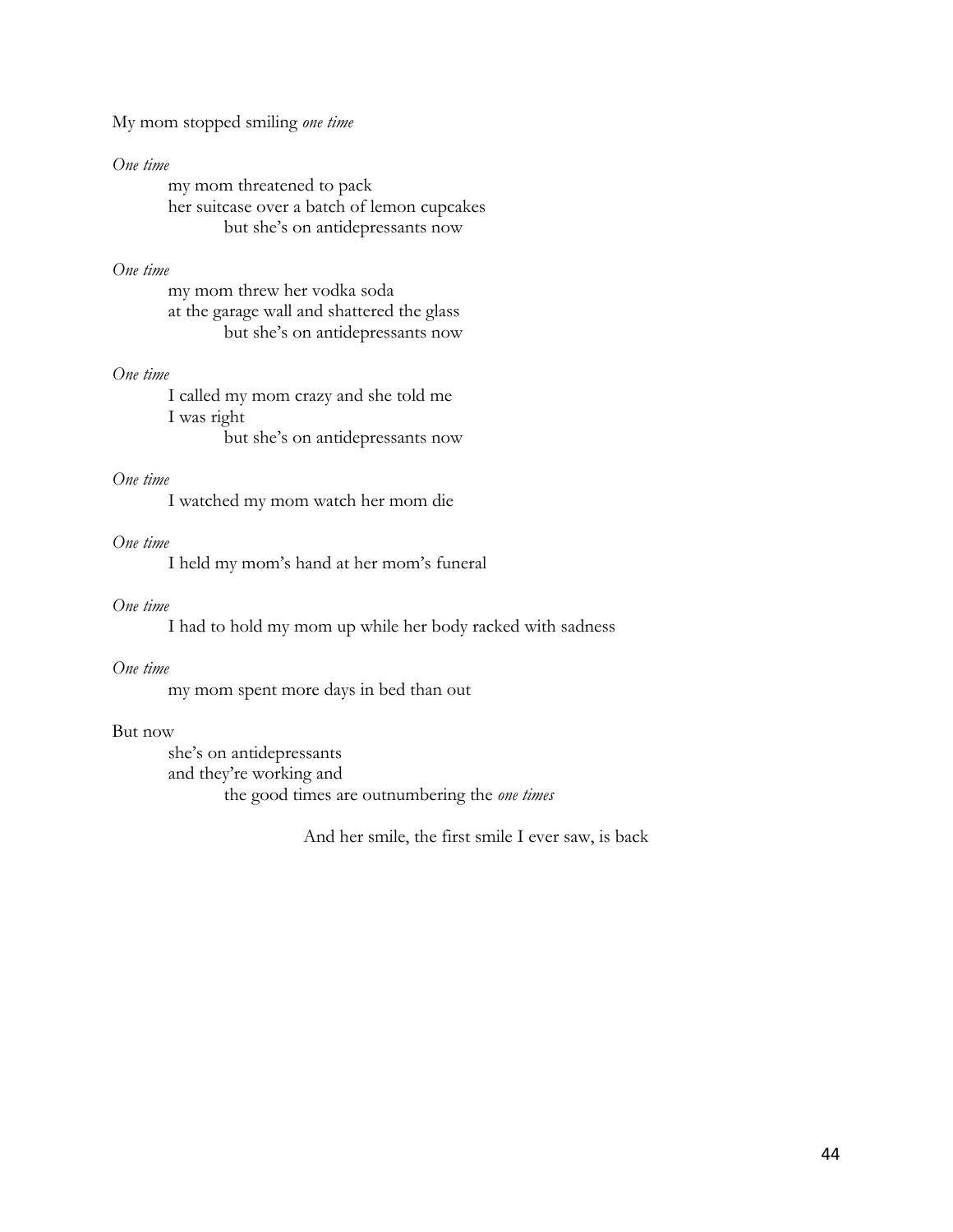My mom stopped smiling *one time*

*One time*
my mom threatened to pack
her suitcase over a batch of lemon cupcakes
but she's on antidepressants now

*One time*
my mom threw her vodka soda
at the garage wall and shattered the glass
but she's on antidepressants now

*One time*
I called my mom crazy and she told me
I was right
but she's on antidepressants now

*One time*
I watched my mom watch her mom die

*One time*
I held my mom's hand at her mom's funeral

*One time*
I had to hold my mom up while her body racked with sadness

*One time*
my mom spent more days in bed than out

But now
she's on antidepressants
and they're working and
the good times are outnumbering the *one times*

And her smile, the first smile I ever saw, is back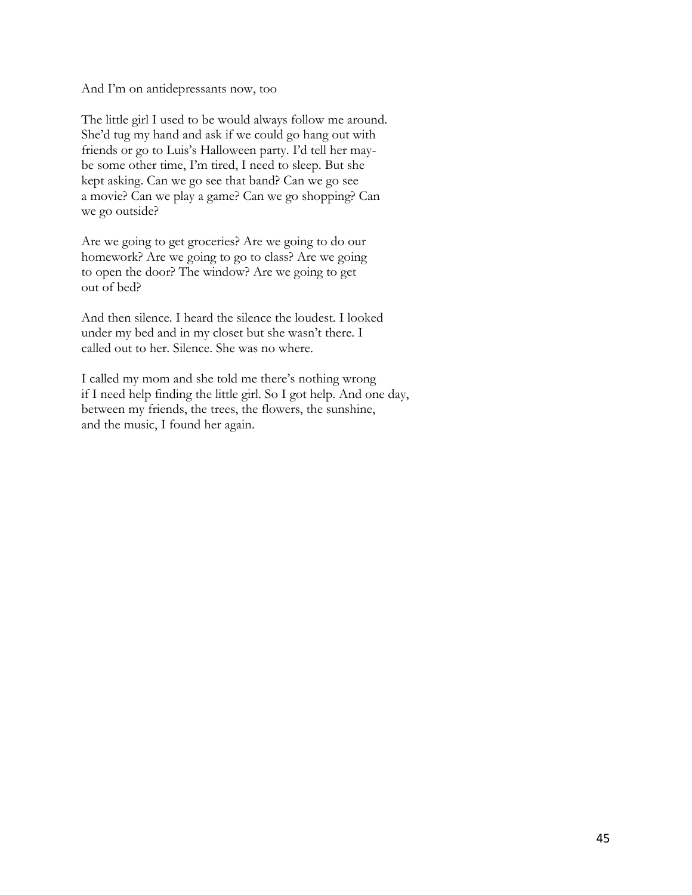## And I'm on antidepressants now, too

The little girl I used to be would always follow me around. She'd tug my hand and ask if we could go hang out with friends or go to Luis's Halloween party. I'd tell her maybe some other time, I'm tired, I need to sleep. But she kept asking. Can we go see that band? Can we go see a movie? Can we play a game? Can we go shopping? Can we go outside?

Are we going to get groceries? Are we going to do our homework? Are we going to go to class? Are we going to open the door? The window? Are we going to get out of bed?

And then silence. I heard the silence the loudest. I looked under my bed and in my closet but she wasn't there. I called out to her. Silence. She was no where.

I called my mom and she told me there's nothing wrong if I need help finding the little girl. So I got help. And one day, between my friends, the trees, the flowers, the sunshine, and the music, I found her again.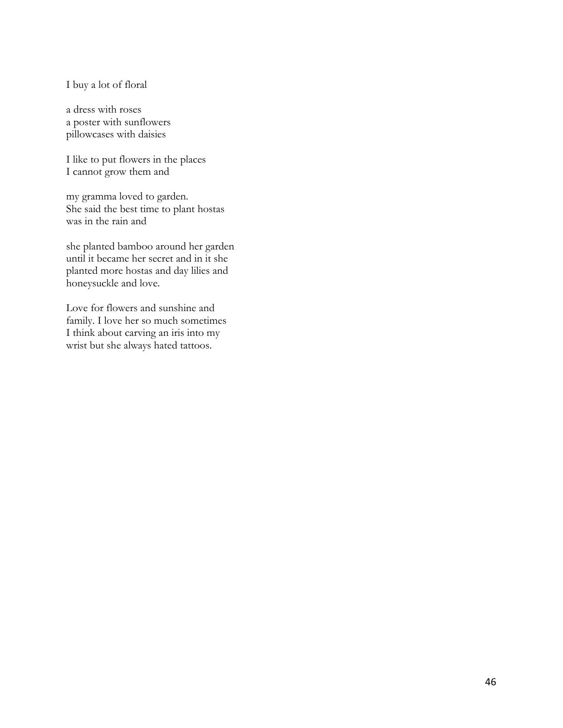I buy a lot of floral

a dress with roses  
a poster with sunflowers  
pillowcases with daisies

I like to put flowers in the places  
I cannot grow them and

my gramma loved to garden.  
She said the best time to plant hostas  
was in the rain and

she planted bamboo around her garden  
until it became her secret and in it she  
planted more hostas and day lilies and  
honeysuckle and love.

Love for flowers and sunshine and  
family. I love her so much sometimes  
I think about carving an iris into my  
wrist but she always hated tattoos.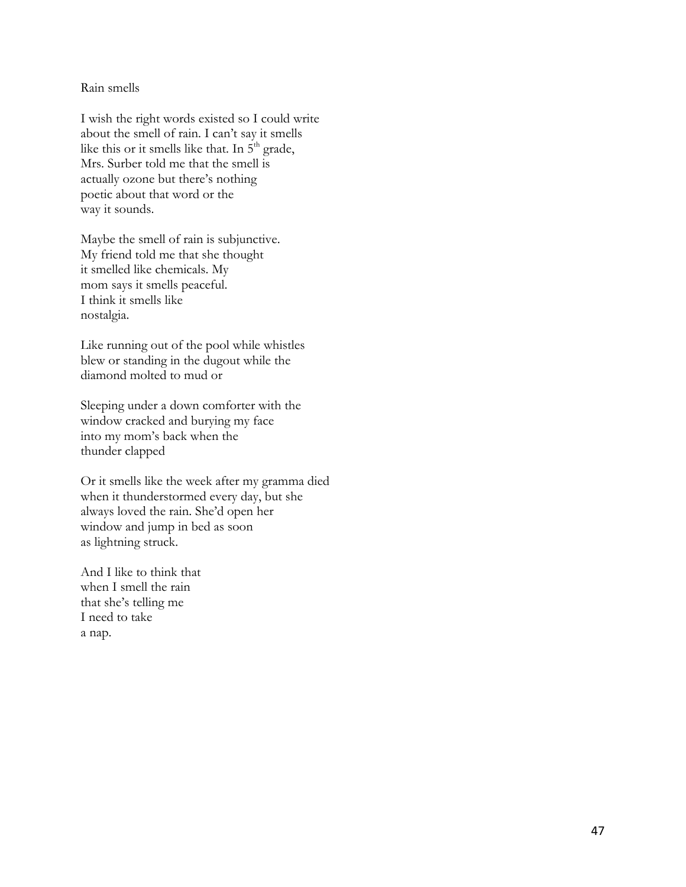Rain smells

I wish the right words existed so I could write
about the smell of rain. I can't say it smells
like this or it smells like that. In 5th grade,
Mrs. Surber told me that the smell is
actually ozone but there's nothing
poetic about that word or the
way it sounds.

Maybe the smell of rain is subjunctive.
My friend told me that she thought
it smelled like chemicals. My
mom says it smells peaceful.
I think it smells like
nostalgia.

Like running out of the pool while whistles
blew or standing in the dugout while the
diamond molted to mud or

Sleeping under a down comforter with the
window cracked and burying my face
into my mom's back when the
thunder clapped

Or it smells like the week after my gramma died
when it thunderstormed every day, but she
always loved the rain. She'd open her
window and jump in bed as soon
as lightning struck.

And I like to think that
when I smell the rain
that she's telling me
I need to take
a nap.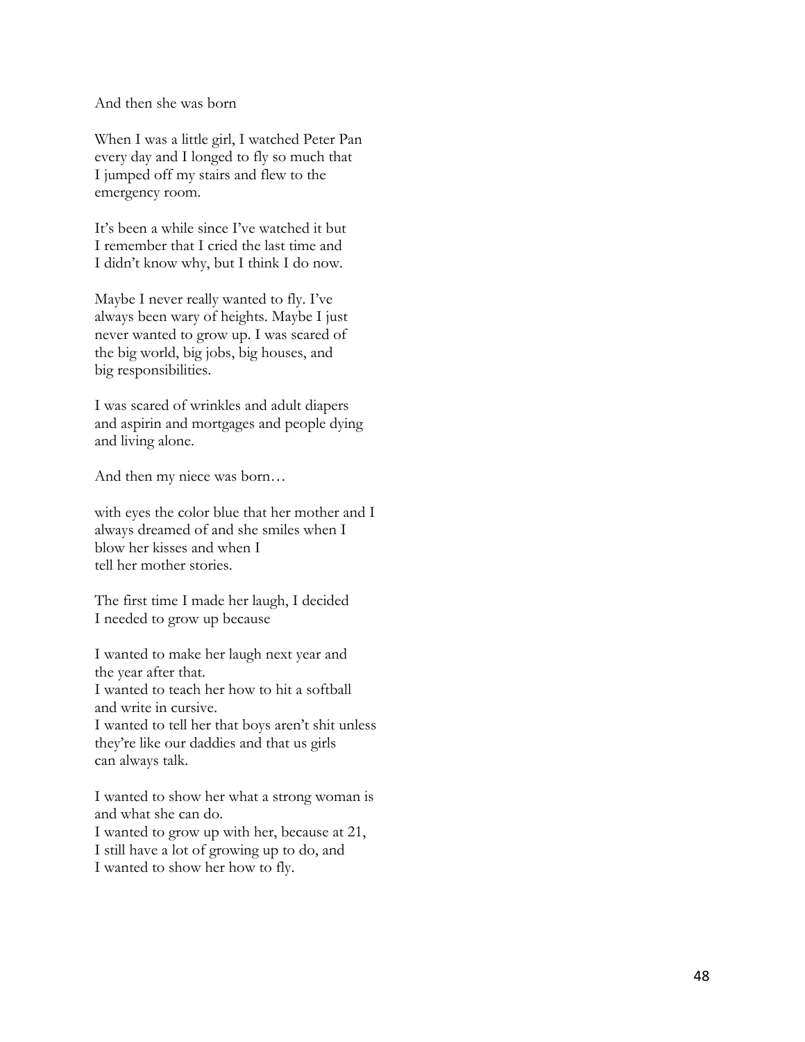And then she was born

When I was a little girl, I watched Peter Pan  
every day and I longed to fly so much that  
I jumped off my stairs and flew to the  
emergency room.

It's been a while since I've watched it but  
I remember that I cried the last time and  
I didn't know why, but I think I do now.

Maybe I never really wanted to fly. I've  
always been wary of heights. Maybe I just  
never wanted to grow up. I was scared of  
the big world, big jobs, big houses, and  
big responsibilities.

I was scared of wrinkles and adult diapers  
and aspirin and mortgages and people dying  
and living alone.

And then my niece was born…

with eyes the color blue that her mother and I  
always dreamed of and she smiles when I  
blow her kisses and when I  
tell her mother stories.

The first time I made her laugh, I decided  
I needed to grow up because

I wanted to make her laugh next year and  
the year after that.  
I wanted to teach her how to hit a softball  
and write in cursive.  
I wanted to tell her that boys aren't shit unless  
they're like our daddies and that us girls  
can always talk.

I wanted to show her what a strong woman is  
and what she can do.  
I wanted to grow up with her, because at 21,  
I still have a lot of growing up to do, and  
I wanted to show her how to fly.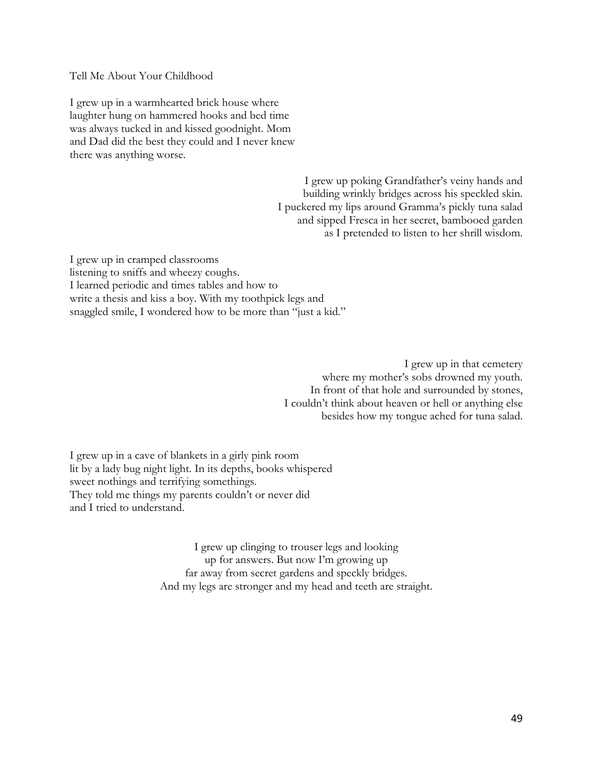Tell Me About Your Childhood

I grew up in a warmhearted brick house where
laughter hung on hammered hooks and bed time
was always tucked in and kissed goodnight. Mom
and Dad did the best they could and I never knew
there was anything worse.

I grew up poking Grandfather's veiny hands and
building wrinkly bridges across his speckled skin.
I puckered my lips around Gramma's pickly tuna salad
and sipped Fresca in her secret, bambooed garden
as I pretended to listen to her shrill wisdom.

I grew up in cramped classrooms
listening to sniffs and wheezy coughs.
I learned periodic and times tables and how to
write a thesis and kiss a boy. With my toothpick legs and
snaggled smile, I wondered how to be more than "just a kid."

I grew up in that cemetery
where my mother's sobs drowned my youth.
In front of that hole and surrounded by stones,
I couldn't think about heaven or hell or anything else
besides how my tongue ached for tuna salad.

I grew up in a cave of blankets in a girly pink room
lit by a lady bug night light. In its depths, books whispered
sweet nothings and terrifying somethings.
They told me things my parents couldn't or never did
and I tried to understand.

I grew up clinging to trouser legs and looking
up for answers. But now I'm growing up
far away from secret gardens and speckly bridges.
And my legs are stronger and my head and teeth are straight.